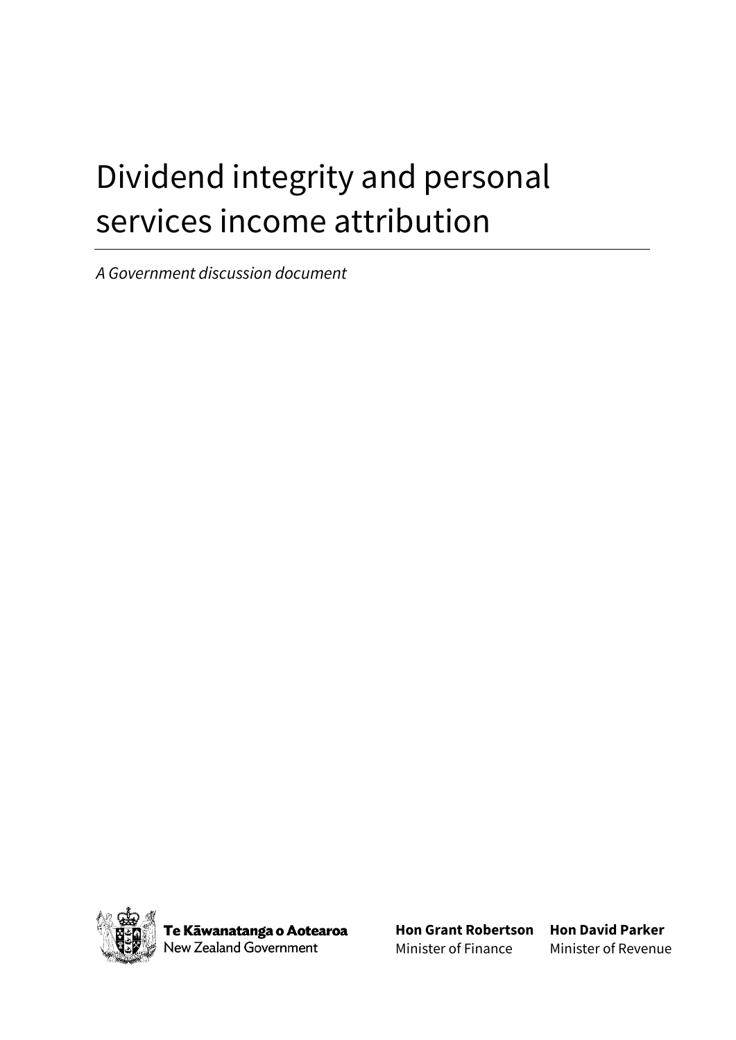# Dividend integrity and personal services income attribution

*A Government discussion document*

**Te Kāwanatanga o Aotearoa**
New Zealand Government

**Hon Grant Robertson**
Minister of Finance

**Hon David Parker**
Minister of Revenue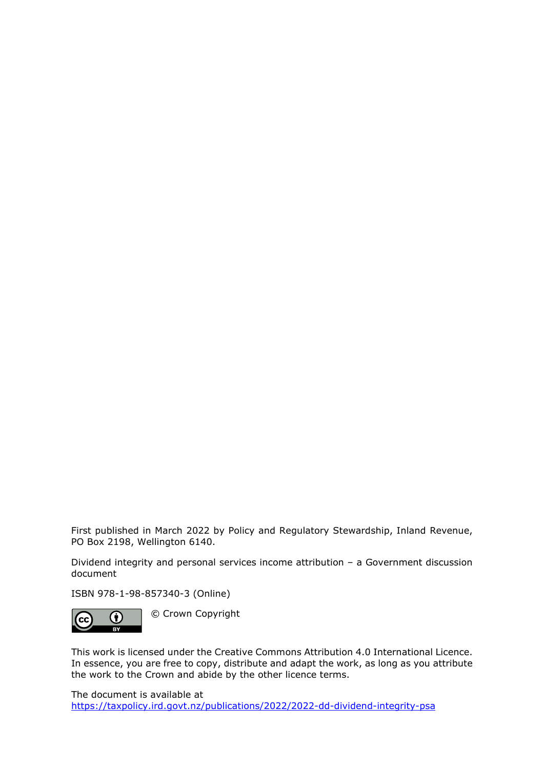First published in March 2022 by Policy and Regulatory Stewardship, Inland Revenue, PO Box 2198, Wellington 6140.

Dividend integrity and personal services income attribution – a Government discussion document

ISBN 978-1-98-857340-3 (Online)

© Crown Copyright

This work is licensed under the Creative Commons Attribution 4.0 International Licence. In essence, you are free to copy, distribute and adapt the work, as long as you attribute the work to the Crown and abide by the other licence terms.

The document is available at
https://taxpolicy.ird.govt.nz/publications/2022/2022-dd-dividend-integrity-psa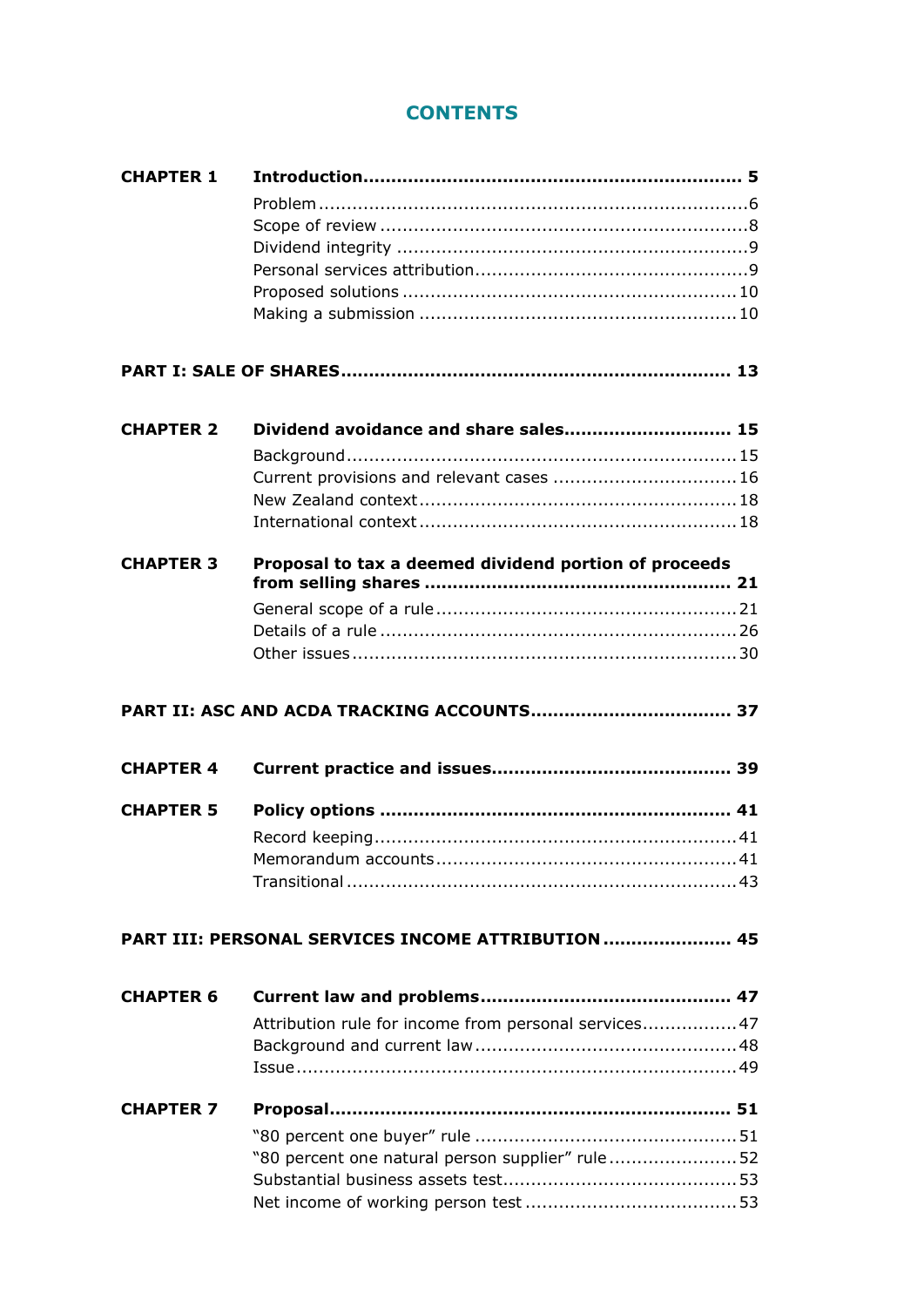# CONTENTS

| | | |
|---|---|---|
| **CHAPTER 1** | **Introduction** | **5** |
| | Problem | 6 |
| | Scope of review | 8 |
| | Dividend integrity | 9 |
| | Personal services attribution | 9 |
| | Proposed solutions | 10 |
| | Making a submission | 10 |
| **PART I: SALE OF SHARES** | | **13** |
| **CHAPTER 2** | **Dividend avoidance and share sales** | **15** |
| | Background | 15 |
| | Current provisions and relevant cases | 16 |
| | New Zealand context | 18 |
| | International context | 18 |
| **CHAPTER 3** | **Proposal to tax a deemed dividend portion of proceeds from selling shares** | **21** |
| | General scope of a rule | 21 |
| | Details of a rule | 26 |
| | Other issues | 30 |
| **PART II: ASC AND ACDA TRACKING ACCOUNTS** | | **37** |
| **CHAPTER 4** | **Current practice and issues** | **39** |
| **CHAPTER 5** | **Policy options** | **41** |
| | Record keeping | 41 |
| | Memorandum accounts | 41 |
| | Transitional | 43 |
| **PART III: PERSONAL SERVICES INCOME ATTRIBUTION** | | **45** |
| **CHAPTER 6** | **Current law and problems** | **47** |
| | Attribution rule for income from personal services | 47 |
| | Background and current law | 48 |
| | Issue | 49 |
| **CHAPTER 7** | **Proposal** | **51** |
| | "80 percent one buyer" rule | 51 |
| | "80 percent one natural person supplier" rule | 52 |
| | Substantial business assets test | 53 |
| | Net income of working person test | 53 |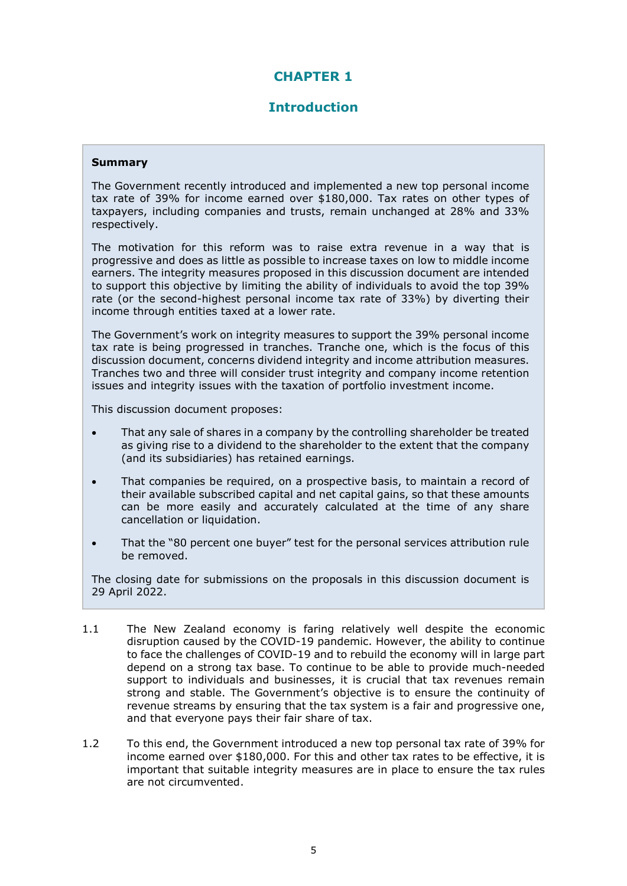# CHAPTER 1

## Introduction

**Summary**

The Government recently introduced and implemented a new top personal income tax rate of 39% for income earned over $180,000. Tax rates on other types of taxpayers, including companies and trusts, remain unchanged at 28% and 33% respectively.

The motivation for this reform was to raise extra revenue in a way that is progressive and does as little as possible to increase taxes on low to middle income earners. The integrity measures proposed in this discussion document are intended to support this objective by limiting the ability of individuals to avoid the top 39% rate (or the second-highest personal income tax rate of 33%) by diverting their income through entities taxed at a lower rate.

The Government's work on integrity measures to support the 39% personal income tax rate is being progressed in tranches. Tranche one, which is the focus of this discussion document, concerns dividend integrity and income attribution measures. Tranches two and three will consider trust integrity and company income retention issues and integrity issues with the taxation of portfolio investment income.

This discussion document proposes:

- That any sale of shares in a company by the controlling shareholder be treated as giving rise to a dividend to the shareholder to the extent that the company (and its subsidiaries) has retained earnings.
- That companies be required, on a prospective basis, to maintain a record of their available subscribed capital and net capital gains, so that these amounts can be more easily and accurately calculated at the time of any share cancellation or liquidation.
- That the "80 percent one buyer" test for the personal services attribution rule be removed.

The closing date for submissions on the proposals in this discussion document is 29 April 2022.

1.1 The New Zealand economy is faring relatively well despite the economic disruption caused by the COVID-19 pandemic. However, the ability to continue to face the challenges of COVID-19 and to rebuild the economy will in large part depend on a strong tax base. To continue to be able to provide much-needed support to individuals and businesses, it is crucial that tax revenues remain strong and stable. The Government's objective is to ensure the continuity of revenue streams by ensuring that the tax system is a fair and progressive one, and that everyone pays their fair share of tax.

1.2 To this end, the Government introduced a new top personal tax rate of 39% for income earned over $180,000. For this and other tax rates to be effective, it is important that suitable integrity measures are in place to ensure the tax rules are not circumvented.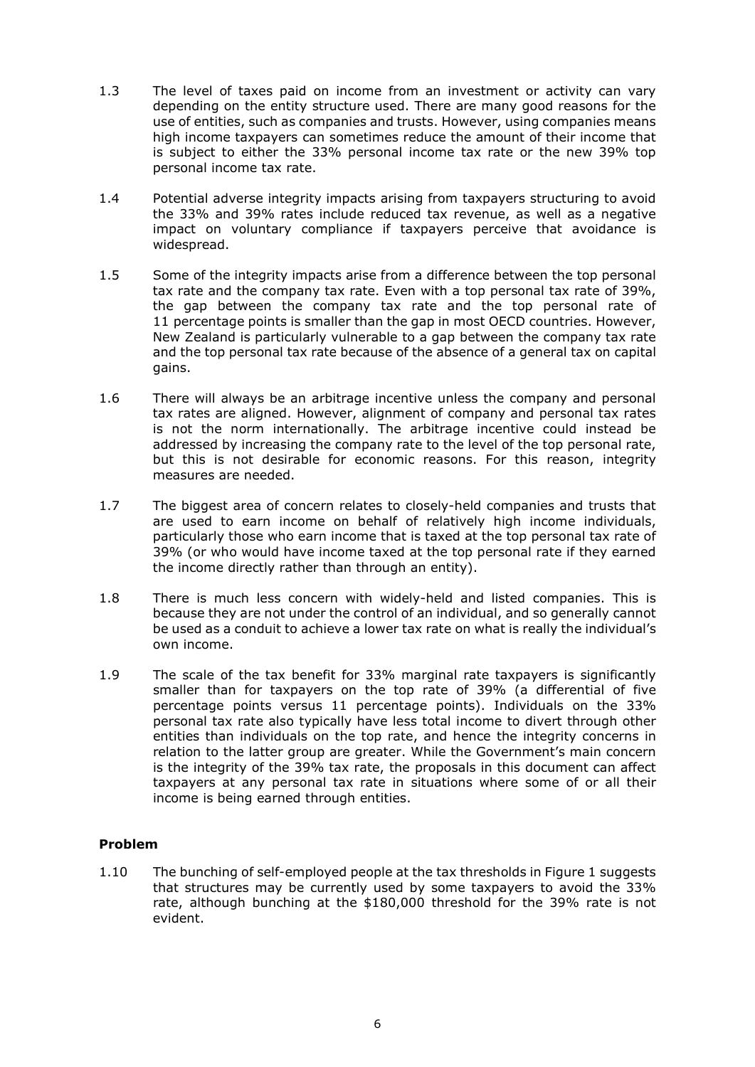1.3 The level of taxes paid on income from an investment or activity can vary depending on the entity structure used. There are many good reasons for the use of entities, such as companies and trusts. However, using companies means high income taxpayers can sometimes reduce the amount of their income that is subject to either the 33% personal income tax rate or the new 39% top personal income tax rate.

1.4 Potential adverse integrity impacts arising from taxpayers structuring to avoid the 33% and 39% rates include reduced tax revenue, as well as a negative impact on voluntary compliance if taxpayers perceive that avoidance is widespread.

1.5 Some of the integrity impacts arise from a difference between the top personal tax rate and the company tax rate. Even with a top personal tax rate of 39%, the gap between the company tax rate and the top personal rate of 11 percentage points is smaller than the gap in most OECD countries. However, New Zealand is particularly vulnerable to a gap between the company tax rate and the top personal tax rate because of the absence of a general tax on capital gains.

1.6 There will always be an arbitrage incentive unless the company and personal tax rates are aligned. However, alignment of company and personal tax rates is not the norm internationally. The arbitrage incentive could instead be addressed by increasing the company rate to the level of the top personal rate, but this is not desirable for economic reasons. For this reason, integrity measures are needed.

1.7 The biggest area of concern relates to closely-held companies and trusts that are used to earn income on behalf of relatively high income individuals, particularly those who earn income that is taxed at the top personal tax rate of 39% (or who would have income taxed at the top personal rate if they earned the income directly rather than through an entity).

1.8 There is much less concern with widely-held and listed companies. This is because they are not under the control of an individual, and so generally cannot be used as a conduit to achieve a lower tax rate on what is really the individual's own income.

1.9 The scale of the tax benefit for 33% marginal rate taxpayers is significantly smaller than for taxpayers on the top rate of 39% (a differential of five percentage points versus 11 percentage points). Individuals on the 33% personal tax rate also typically have less total income to divert through other entities than individuals on the top rate, and hence the integrity concerns in relation to the latter group are greater. While the Government's main concern is the integrity of the 39% tax rate, the proposals in this document can affect taxpayers at any personal tax rate in situations where some of or all their income is being earned through entities.

### Problem

1.10 The bunching of self-employed people at the tax thresholds in Figure 1 suggests that structures may be currently used by some taxpayers to avoid the 33% rate, although bunching at the $180,000 threshold for the 39% rate is not evident.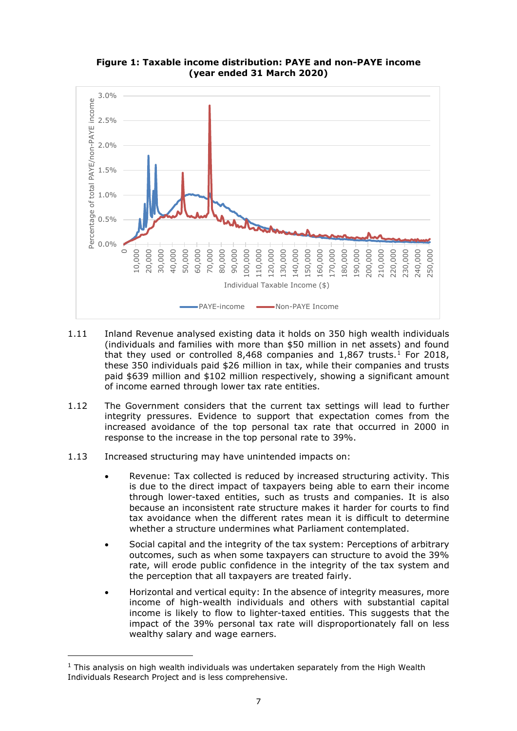**Figure 1: Taxable income distribution: PAYE and non-PAYE income (year ended 31 March 2020)**

1.11 Inland Revenue analysed existing data it holds on 350 high wealth individuals (individuals and families with more than $50 million in net assets) and found that they used or controlled 8,468 companies and 1,867 trusts.[1] For 2018, these 350 individuals paid $26 million in tax, while their companies and trusts paid $639 million and $102 million respectively, showing a significant amount of income earned through lower tax rate entities.

1.12 The Government considers that the current tax settings will lead to further integrity pressures. Evidence to support that expectation comes from the increased avoidance of the top personal tax rate that occurred in 2000 in response to the increase in the top personal rate to 39%.

1.13 Increased structuring may have unintended impacts on:

- Revenue: Tax collected is reduced by increased structuring activity. This is due to the direct impact of taxpayers being able to earn their income through lower-taxed entities, such as trusts and companies. It is also because an inconsistent rate structure makes it harder for courts to find tax avoidance when the different rates mean it is difficult to determine whether a structure undermines what Parliament contemplated.
- Social capital and the integrity of the tax system: Perceptions of arbitrary outcomes, such as when some taxpayers can structure to avoid the 39% rate, will erode public confidence in the integrity of the tax system and the perception that all taxpayers are treated fairly.
- Horizontal and vertical equity: In the absence of integrity measures, more income of high-wealth individuals and others with substantial capital income is likely to flow to lighter-taxed entities. This suggests that the impact of the 39% personal tax rate will disproportionately fall on less wealthy salary and wage earners.

[1] This analysis on high wealth individuals was undertaken separately from the High Wealth Individuals Research Project and is less comprehensive.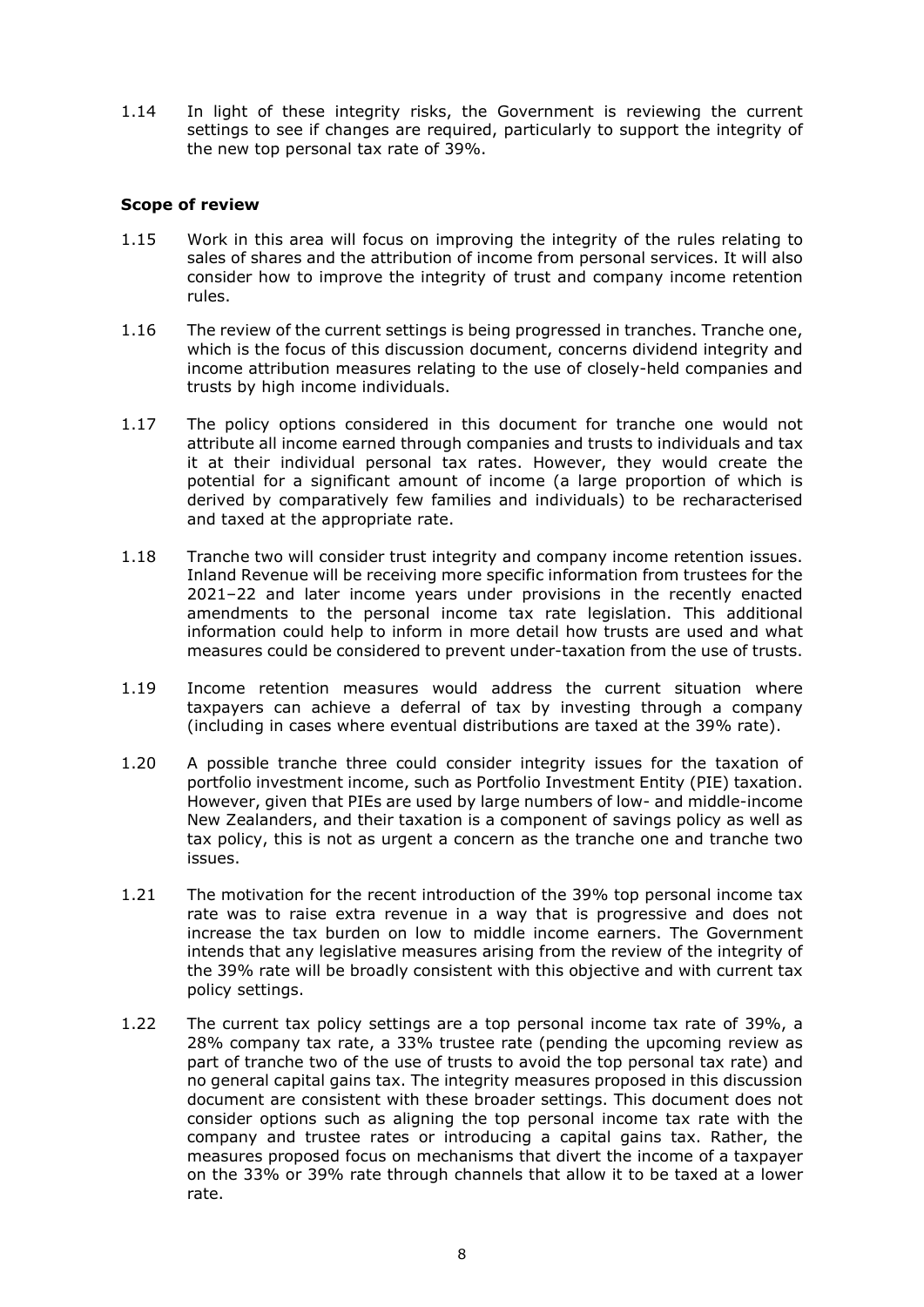1.14 In light of these integrity risks, the Government is reviewing the current settings to see if changes are required, particularly to support the integrity of the new top personal tax rate of 39%.

### Scope of review

1.15 Work in this area will focus on improving the integrity of the rules relating to sales of shares and the attribution of income from personal services. It will also consider how to improve the integrity of trust and company income retention rules.

1.16 The review of the current settings is being progressed in tranches. Tranche one, which is the focus of this discussion document, concerns dividend integrity and income attribution measures relating to the use of closely-held companies and trusts by high income individuals.

1.17 The policy options considered in this document for tranche one would not attribute all income earned through companies and trusts to individuals and tax it at their individual personal tax rates. However, they would create the potential for a significant amount of income (a large proportion of which is derived by comparatively few families and individuals) to be recharacterised and taxed at the appropriate rate.

1.18 Tranche two will consider trust integrity and company income retention issues. Inland Revenue will be receiving more specific information from trustees for the 2021–22 and later income years under provisions in the recently enacted amendments to the personal income tax rate legislation. This additional information could help to inform in more detail how trusts are used and what measures could be considered to prevent under-taxation from the use of trusts.

1.19 Income retention measures would address the current situation where taxpayers can achieve a deferral of tax by investing through a company (including in cases where eventual distributions are taxed at the 39% rate).

1.20 A possible tranche three could consider integrity issues for the taxation of portfolio investment income, such as Portfolio Investment Entity (PIE) taxation. However, given that PIEs are used by large numbers of low- and middle-income New Zealanders, and their taxation is a component of savings policy as well as tax policy, this is not as urgent a concern as the tranche one and tranche two issues.

1.21 The motivation for the recent introduction of the 39% top personal income tax rate was to raise extra revenue in a way that is progressive and does not increase the tax burden on low to middle income earners. The Government intends that any legislative measures arising from the review of the integrity of the 39% rate will be broadly consistent with this objective and with current tax policy settings.

1.22 The current tax policy settings are a top personal income tax rate of 39%, a 28% company tax rate, a 33% trustee rate (pending the upcoming review as part of tranche two of the use of trusts to avoid the top personal tax rate) and no general capital gains tax. The integrity measures proposed in this discussion document are consistent with these broader settings. This document does not consider options such as aligning the top personal income tax rate with the company and trustee rates or introducing a capital gains tax. Rather, the measures proposed focus on mechanisms that divert the income of a taxpayer on the 33% or 39% rate through channels that allow it to be taxed at a lower rate.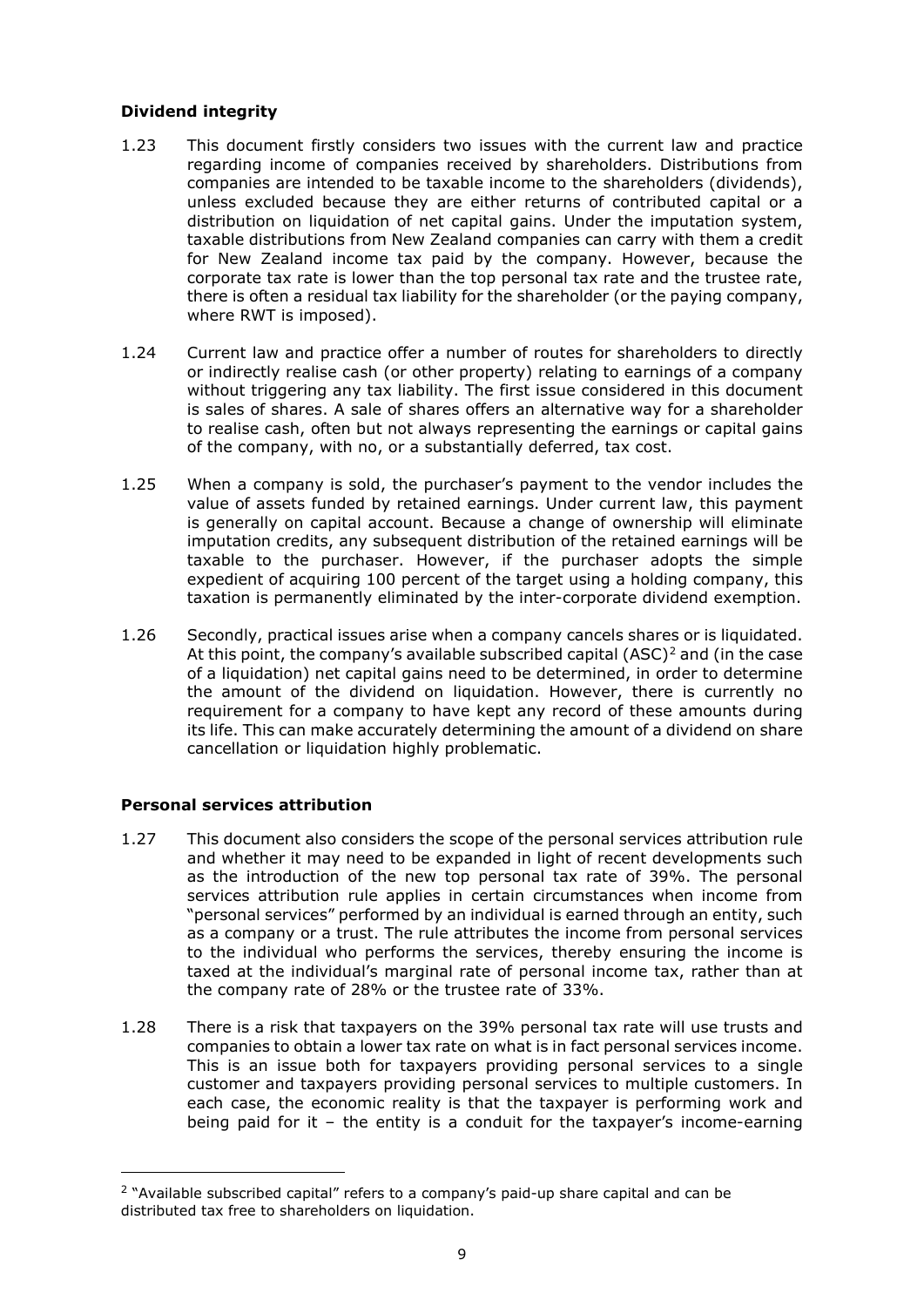**Dividend integrity**

1.23 This document firstly considers two issues with the current law and practice regarding income of companies received by shareholders. Distributions from companies are intended to be taxable income to the shareholders (dividends), unless excluded because they are either returns of contributed capital or a distribution on liquidation of net capital gains. Under the imputation system, taxable distributions from New Zealand companies can carry with them a credit for New Zealand income tax paid by the company. However, because the corporate tax rate is lower than the top personal tax rate and the trustee rate, there is often a residual tax liability for the shareholder (or the paying company, where RWT is imposed).

1.24 Current law and practice offer a number of routes for shareholders to directly or indirectly realise cash (or other property) relating to earnings of a company without triggering any tax liability. The first issue considered in this document is sales of shares. A sale of shares offers an alternative way for a shareholder to realise cash, often but not always representing the earnings or capital gains of the company, with no, or a substantially deferred, tax cost.

1.25 When a company is sold, the purchaser's payment to the vendor includes the value of assets funded by retained earnings. Under current law, this payment is generally on capital account. Because a change of ownership will eliminate imputation credits, any subsequent distribution of the retained earnings will be taxable to the purchaser. However, if the purchaser adopts the simple expedient of acquiring 100 percent of the target using a holding company, this taxation is permanently eliminated by the inter-corporate dividend exemption.

1.26 Secondly, practical issues arise when a company cancels shares or is liquidated. At this point, the company's available subscribed capital (ASC)[2] and (in the case of a liquidation) net capital gains need to be determined, in order to determine the amount of the dividend on liquidation. However, there is currently no requirement for a company to have kept any record of these amounts during its life. This can make accurately determining the amount of a dividend on share cancellation or liquidation highly problematic.

**Personal services attribution**

1.27 This document also considers the scope of the personal services attribution rule and whether it may need to be expanded in light of recent developments such as the introduction of the new top personal tax rate of 39%. The personal services attribution rule applies in certain circumstances when income from "personal services" performed by an individual is earned through an entity, such as a company or a trust. The rule attributes the income from personal services to the individual who performs the services, thereby ensuring the income is taxed at the individual's marginal rate of personal income tax, rather than at the company rate of 28% or the trustee rate of 33%.

1.28 There is a risk that taxpayers on the 39% personal tax rate will use trusts and companies to obtain a lower tax rate on what is in fact personal services income. This is an issue both for taxpayers providing personal services to a single customer and taxpayers providing personal services to multiple customers. In each case, the economic reality is that the taxpayer is performing work and being paid for it – the entity is a conduit for the taxpayer's income-earning

---

[2] "Available subscribed capital" refers to a company's paid-up share capital and can be distributed tax free to shareholders on liquidation.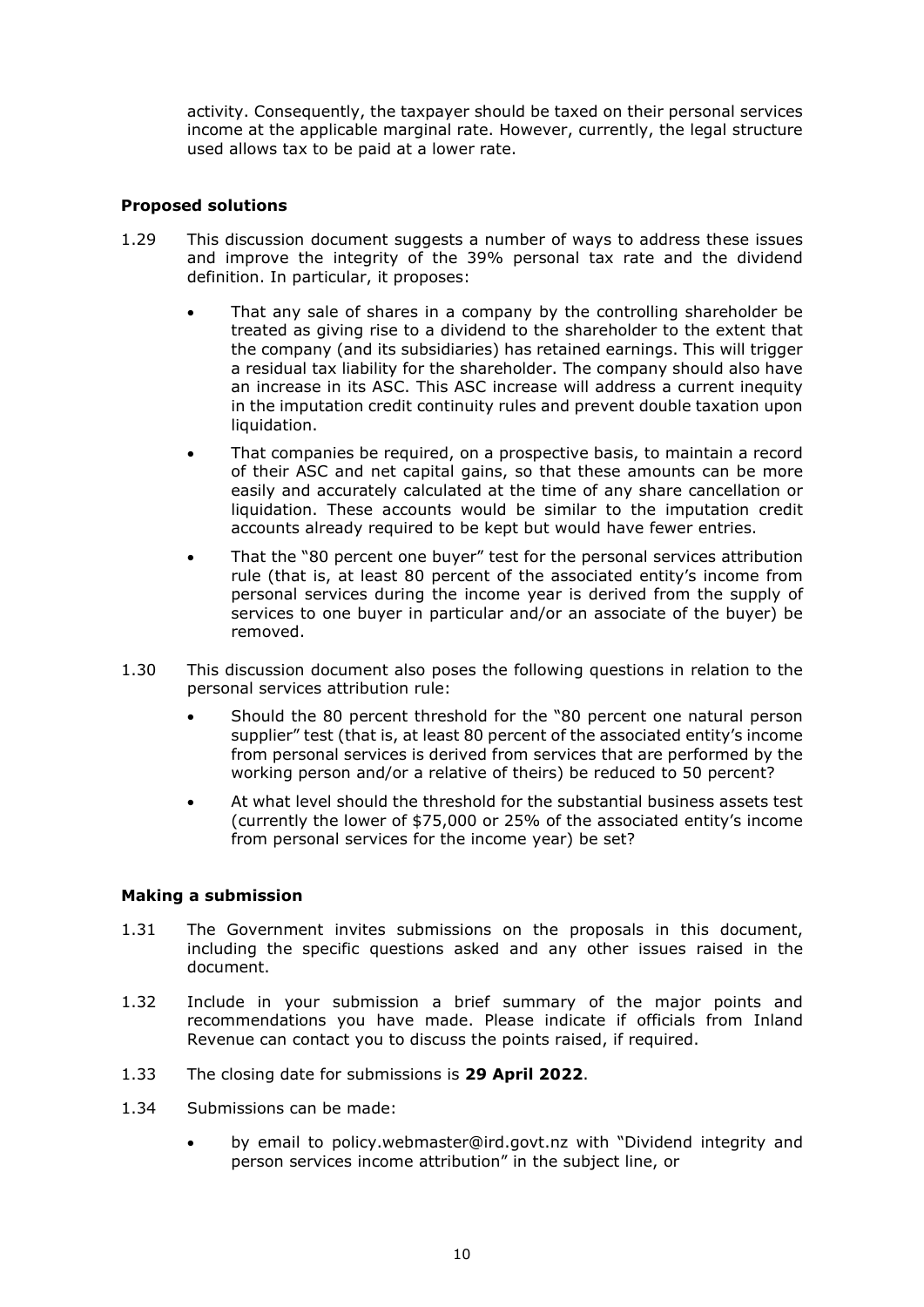activity. Consequently, the taxpayer should be taxed on their personal services income at the applicable marginal rate. However, currently, the legal structure used allows tax to be paid at a lower rate.

### Proposed solutions

1.29 This discussion document suggests a number of ways to address these issues and improve the integrity of the 39% personal tax rate and the dividend definition. In particular, it proposes:

- That any sale of shares in a company by the controlling shareholder be treated as giving rise to a dividend to the shareholder to the extent that the company (and its subsidiaries) has retained earnings. This will trigger a residual tax liability for the shareholder. The company should also have an increase in its ASC. This ASC increase will address a current inequity in the imputation credit continuity rules and prevent double taxation upon liquidation.
- That companies be required, on a prospective basis, to maintain a record of their ASC and net capital gains, so that these amounts can be more easily and accurately calculated at the time of any share cancellation or liquidation. These accounts would be similar to the imputation credit accounts already required to be kept but would have fewer entries.
- That the "80 percent one buyer" test for the personal services attribution rule (that is, at least 80 percent of the associated entity's income from personal services during the income year is derived from the supply of services to one buyer in particular and/or an associate of the buyer) be removed.

1.30 This discussion document also poses the following questions in relation to the personal services attribution rule:

- Should the 80 percent threshold for the "80 percent one natural person supplier" test (that is, at least 80 percent of the associated entity's income from personal services is derived from services that are performed by the working person and/or a relative of theirs) be reduced to 50 percent?
- At what level should the threshold for the substantial business assets test (currently the lower of $75,000 or 25% of the associated entity's income from personal services for the income year) be set?

### Making a submission

1.31 The Government invites submissions on the proposals in this document, including the specific questions asked and any other issues raised in the document.

1.32 Include in your submission a brief summary of the major points and recommendations you have made. Please indicate if officials from Inland Revenue can contact you to discuss the points raised, if required.

1.33 The closing date for submissions is **29 April 2022**.

1.34 Submissions can be made:

- by email to policy.webmaster@ird.govt.nz with "Dividend integrity and person services income attribution" in the subject line, or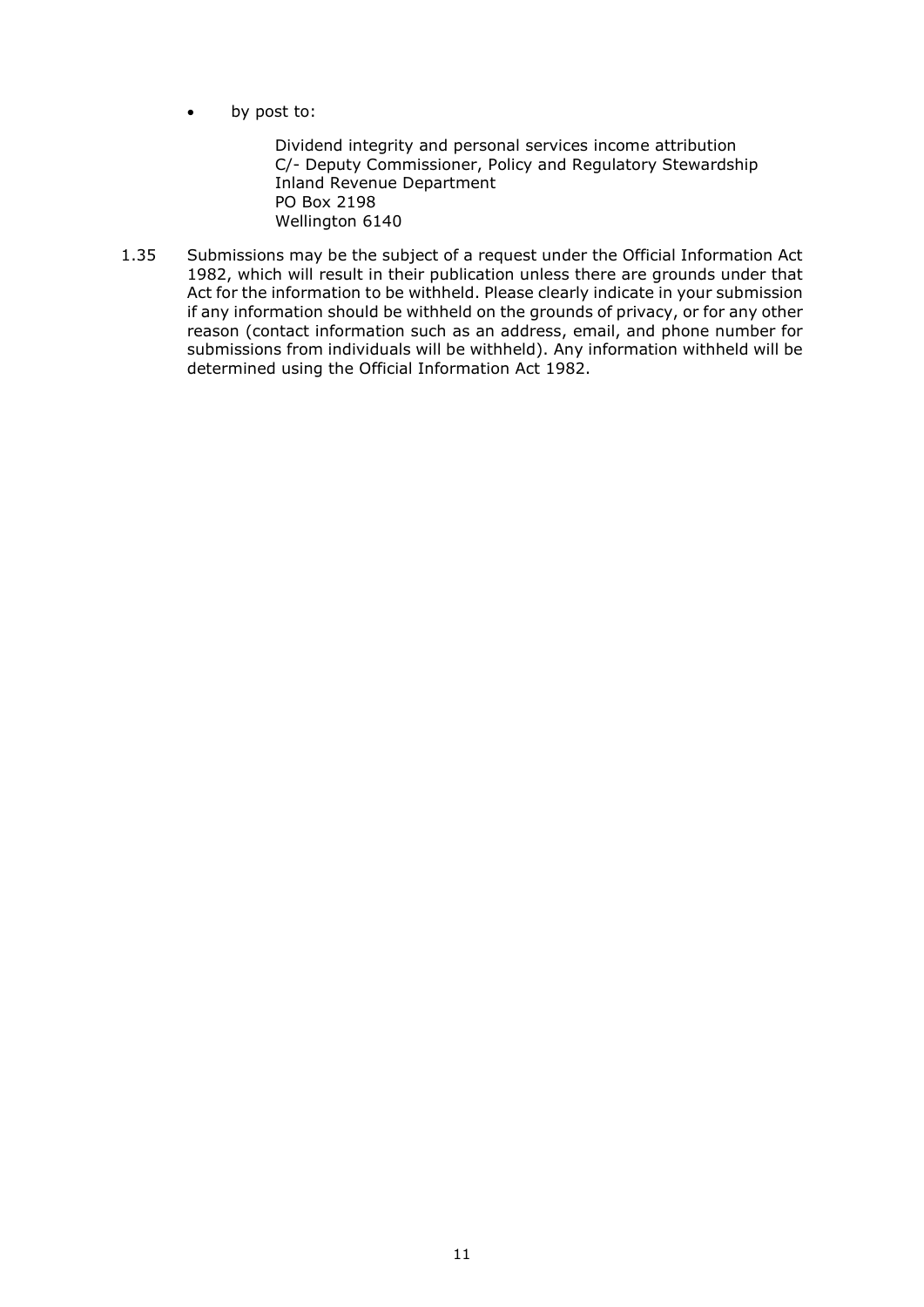- by post to:

  Dividend integrity and personal services income attribution
  C/- Deputy Commissioner, Policy and Regulatory Stewardship
  Inland Revenue Department
  PO Box 2198
  Wellington 6140

1.35 Submissions may be the subject of a request under the Official Information Act 1982, which will result in their publication unless there are grounds under that Act for the information to be withheld. Please clearly indicate in your submission if any information should be withheld on the grounds of privacy, or for any other reason (contact information such as an address, email, and phone number for submissions from individuals will be withheld). Any information withheld will be determined using the Official Information Act 1982.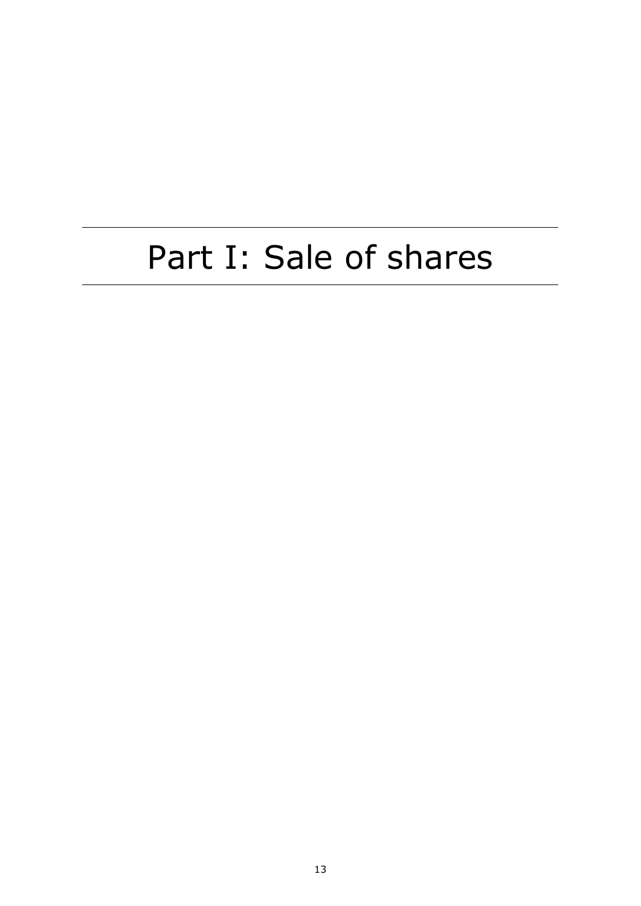# Part I: Sale of shares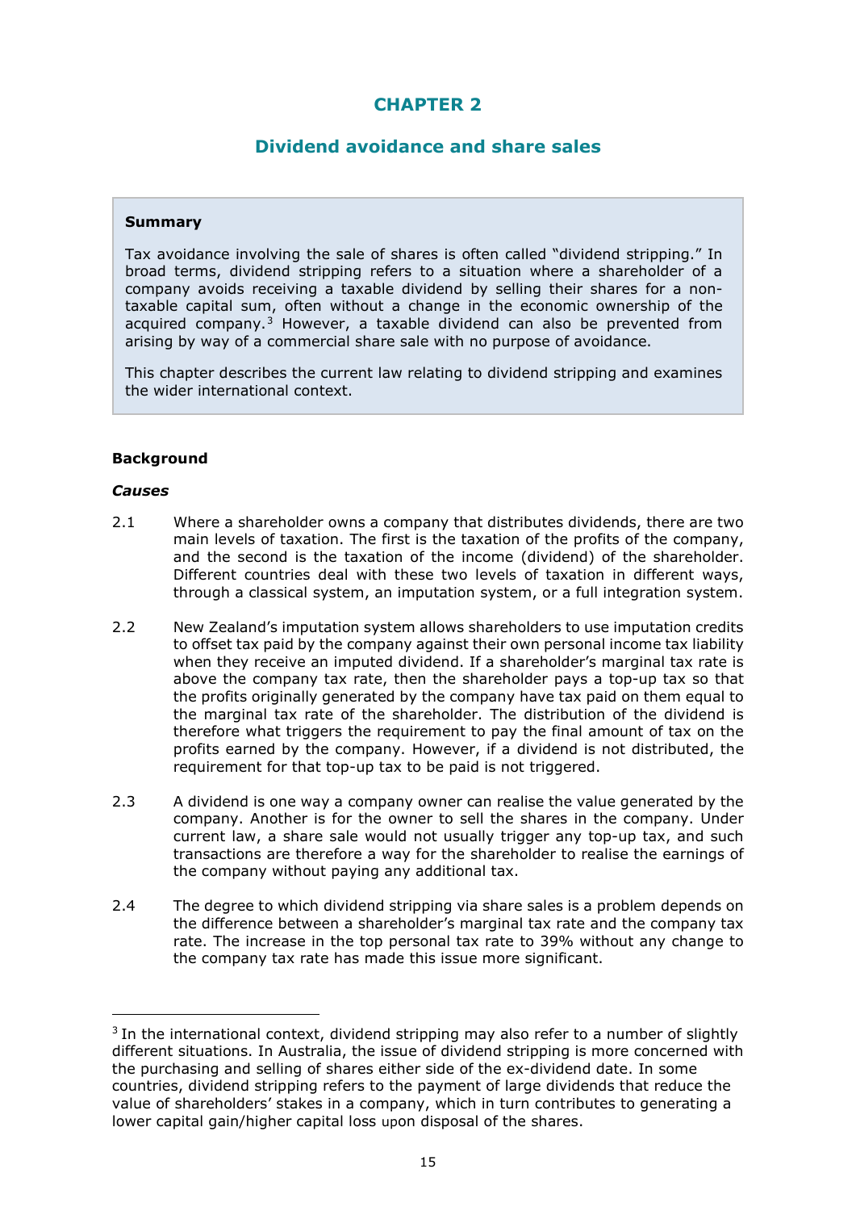# CHAPTER 2

## Dividend avoidance and share sales

> **Summary**
>
> Tax avoidance involving the sale of shares is often called "dividend stripping." In broad terms, dividend stripping refers to a situation where a shareholder of a company avoids receiving a taxable dividend by selling their shares for a non-taxable capital sum, often without a change in the economic ownership of the acquired company.[3] However, a taxable dividend can also be prevented from arising by way of a commercial share sale with no purpose of avoidance.
>
> This chapter describes the current law relating to dividend stripping and examines the wider international context.

### Background

#### *Causes*

2.1 Where a shareholder owns a company that distributes dividends, there are two main levels of taxation. The first is the taxation of the profits of the company, and the second is the taxation of the income (dividend) of the shareholder. Different countries deal with these two levels of taxation in different ways, through a classical system, an imputation system, or a full integration system.

2.2 New Zealand's imputation system allows shareholders to use imputation credits to offset tax paid by the company against their own personal income tax liability when they receive an imputed dividend. If a shareholder's marginal tax rate is above the company tax rate, then the shareholder pays a top-up tax so that the profits originally generated by the company have tax paid on them equal to the marginal tax rate of the shareholder. The distribution of the dividend is therefore what triggers the requirement to pay the final amount of tax on the profits earned by the company. However, if a dividend is not distributed, the requirement for that top-up tax to be paid is not triggered.

2.3 A dividend is one way a company owner can realise the value generated by the company. Another is for the owner to sell the shares in the company. Under current law, a share sale would not usually trigger any top-up tax, and such transactions are therefore a way for the shareholder to realise the earnings of the company without paying any additional tax.

2.4 The degree to which dividend stripping via share sales is a problem depends on the difference between a shareholder's marginal tax rate and the company tax rate. The increase in the top personal tax rate to 39% without any change to the company tax rate has made this issue more significant.

---

[3] In the international context, dividend stripping may also refer to a number of slightly different situations. In Australia, the issue of dividend stripping is more concerned with the purchasing and selling of shares either side of the ex-dividend date. In some countries, dividend stripping refers to the payment of large dividends that reduce the value of shareholders' stakes in a company, which in turn contributes to generating a lower capital gain/higher capital loss upon disposal of the shares.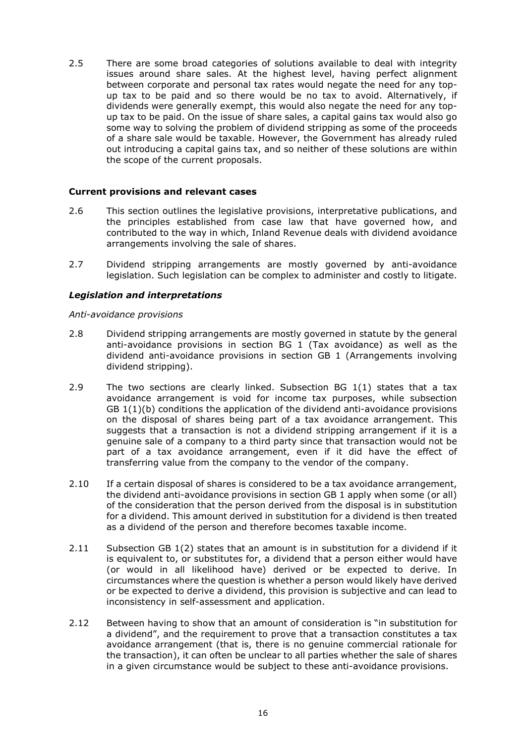2.5 There are some broad categories of solutions available to deal with integrity issues around share sales. At the highest level, having perfect alignment between corporate and personal tax rates would negate the need for any top-up tax to be paid and so there would be no tax to avoid. Alternatively, if dividends were generally exempt, this would also negate the need for any top-up tax to be paid. On the issue of share sales, a capital gains tax would also go some way to solving the problem of dividend stripping as some of the proceeds of a share sale would be taxable. However, the Government has already ruled out introducing a capital gains tax, and so neither of these solutions are within the scope of the current proposals.

### Current provisions and relevant cases

2.6 This section outlines the legislative provisions, interpretative publications, and the principles established from case law that have governed how, and contributed to the way in which, Inland Revenue deals with dividend avoidance arrangements involving the sale of shares.

2.7 Dividend stripping arrangements are mostly governed by anti-avoidance legislation. Such legislation can be complex to administer and costly to litigate.

#### *Legislation and interpretations*

*Anti-avoidance provisions*

2.8 Dividend stripping arrangements are mostly governed in statute by the general anti-avoidance provisions in section BG 1 (Tax avoidance) as well as the dividend anti-avoidance provisions in section GB 1 (Arrangements involving dividend stripping).

2.9 The two sections are clearly linked. Subsection BG 1(1) states that a tax avoidance arrangement is void for income tax purposes, while subsection GB 1(1)(b) conditions the application of the dividend anti-avoidance provisions on the disposal of shares being part of a tax avoidance arrangement. This suggests that a transaction is not a dividend stripping arrangement if it is a genuine sale of a company to a third party since that transaction would not be part of a tax avoidance arrangement, even if it did have the effect of transferring value from the company to the vendor of the company.

2.10 If a certain disposal of shares is considered to be a tax avoidance arrangement, the dividend anti-avoidance provisions in section GB 1 apply when some (or all) of the consideration that the person derived from the disposal is in substitution for a dividend. This amount derived in substitution for a dividend is then treated as a dividend of the person and therefore becomes taxable income.

2.11 Subsection GB 1(2) states that an amount is in substitution for a dividend if it is equivalent to, or substitutes for, a dividend that a person either would have (or would in all likelihood have) derived or be expected to derive. In circumstances where the question is whether a person would likely have derived or be expected to derive a dividend, this provision is subjective and can lead to inconsistency in self-assessment and application.

2.12 Between having to show that an amount of consideration is "in substitution for a dividend", and the requirement to prove that a transaction constitutes a tax avoidance arrangement (that is, there is no genuine commercial rationale for the transaction), it can often be unclear to all parties whether the sale of shares in a given circumstance would be subject to these anti-avoidance provisions.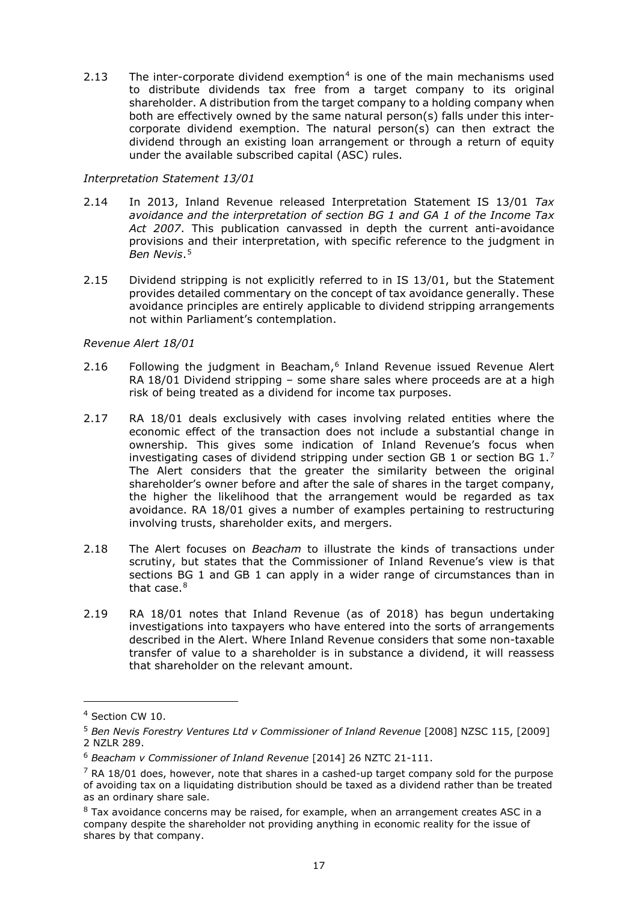2.13 The inter-corporate dividend exemption[4] is one of the main mechanisms used to distribute dividends tax free from a target company to its original shareholder. A distribution from the target company to a holding company when both are effectively owned by the same natural person(s) falls under this inter-corporate dividend exemption. The natural person(s) can then extract the dividend through an existing loan arrangement or through a return of equity under the available subscribed capital (ASC) rules.

*Interpretation Statement 13/01*

2.14 In 2013, Inland Revenue released Interpretation Statement IS 13/01 *Tax avoidance and the interpretation of section BG 1 and GA 1 of the Income Tax Act 2007*. This publication canvassed in depth the current anti-avoidance provisions and their interpretation, with specific reference to the judgment in *Ben Nevis*.[5]

2.15 Dividend stripping is not explicitly referred to in IS 13/01, but the Statement provides detailed commentary on the concept of tax avoidance generally. These avoidance principles are entirely applicable to dividend stripping arrangements not within Parliament's contemplation.

*Revenue Alert 18/01*

2.16 Following the judgment in Beacham,[6] Inland Revenue issued Revenue Alert RA 18/01 Dividend stripping – some share sales where proceeds are at a high risk of being treated as a dividend for income tax purposes.

2.17 RA 18/01 deals exclusively with cases involving related entities where the economic effect of the transaction does not include a substantial change in ownership. This gives some indication of Inland Revenue's focus when investigating cases of dividend stripping under section GB 1 or section BG 1.[7] The Alert considers that the greater the similarity between the original shareholder's owner before and after the sale of shares in the target company, the higher the likelihood that the arrangement would be regarded as tax avoidance. RA 18/01 gives a number of examples pertaining to restructuring involving trusts, shareholder exits, and mergers.

2.18 The Alert focuses on *Beacham* to illustrate the kinds of transactions under scrutiny, but states that the Commissioner of Inland Revenue's view is that sections BG 1 and GB 1 can apply in a wider range of circumstances than in that case.[8]

2.19 RA 18/01 notes that Inland Revenue (as of 2018) has begun undertaking investigations into taxpayers who have entered into the sorts of arrangements described in the Alert. Where Inland Revenue considers that some non-taxable transfer of value to a shareholder is in substance a dividend, it will reassess that shareholder on the relevant amount.

---

[4] Section CW 10.

[5] *Ben Nevis Forestry Ventures Ltd v Commissioner of Inland Revenue* [2008] NZSC 115, [2009] 2 NZLR 289.

[6] *Beacham v Commissioner of Inland Revenue* [2014] 26 NZTC 21-111.

[7] RA 18/01 does, however, note that shares in a cashed-up target company sold for the purpose of avoiding tax on a liquidating distribution should be taxed as a dividend rather than be treated as an ordinary share sale.

[8] Tax avoidance concerns may be raised, for example, when an arrangement creates ASC in a company despite the shareholder not providing anything in economic reality for the issue of shares by that company.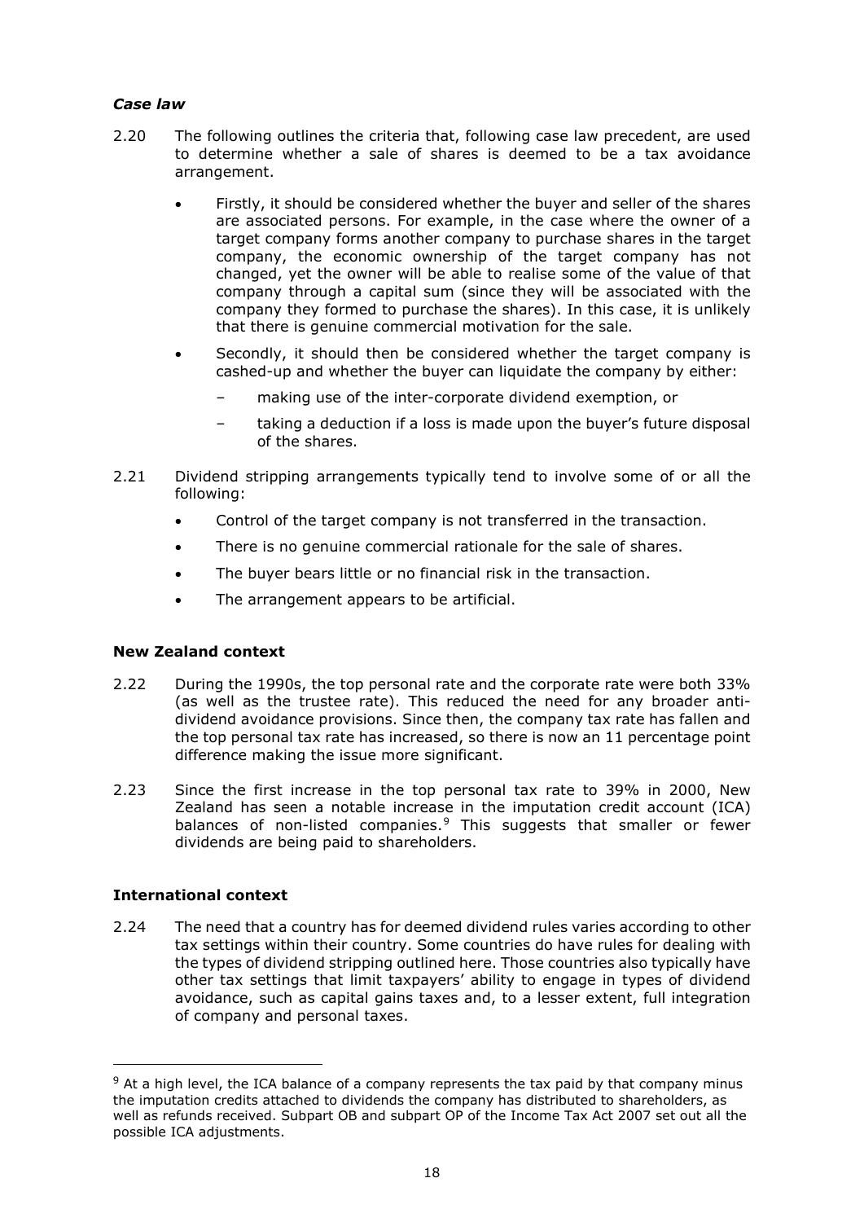### *Case law*

2.20 The following outlines the criteria that, following case law precedent, are used to determine whether a sale of shares is deemed to be a tax avoidance arrangement.

- Firstly, it should be considered whether the buyer and seller of the shares are associated persons. For example, in the case where the owner of a target company forms another company to purchase shares in the target company, the economic ownership of the target company has not changed, yet the owner will be able to realise some of the value of that company through a capital sum (since they will be associated with the company they formed to purchase the shares). In this case, it is unlikely that there is genuine commercial motivation for the sale.
- Secondly, it should then be considered whether the target company is cashed-up and whether the buyer can liquidate the company by either:
  - making use of the inter-corporate dividend exemption, or
  - taking a deduction if a loss is made upon the buyer's future disposal of the shares.

2.21 Dividend stripping arrangements typically tend to involve some of or all the following:

- Control of the target company is not transferred in the transaction.
- There is no genuine commercial rationale for the sale of shares.
- The buyer bears little or no financial risk in the transaction.
- The arrangement appears to be artificial.

## New Zealand context

2.22 During the 1990s, the top personal rate and the corporate rate were both 33% (as well as the trustee rate). This reduced the need for any broader anti-dividend avoidance provisions. Since then, the company tax rate has fallen and the top personal tax rate has increased, so there is now an 11 percentage point difference making the issue more significant.

2.23 Since the first increase in the top personal tax rate to 39% in 2000, New Zealand has seen a notable increase in the imputation credit account (ICA) balances of non-listed companies.[9] This suggests that smaller or fewer dividends are being paid to shareholders.

## International context

2.24 The need that a country has for deemed dividend rules varies according to other tax settings within their country. Some countries do have rules for dealing with the types of dividend stripping outlined here. Those countries also typically have other tax settings that limit taxpayers' ability to engage in types of dividend avoidance, such as capital gains taxes and, to a lesser extent, full integration of company and personal taxes.

---

[9] At a high level, the ICA balance of a company represents the tax paid by that company minus the imputation credits attached to dividends the company has distributed to shareholders, as well as refunds received. Subpart OB and subpart OP of the Income Tax Act 2007 set out all the possible ICA adjustments.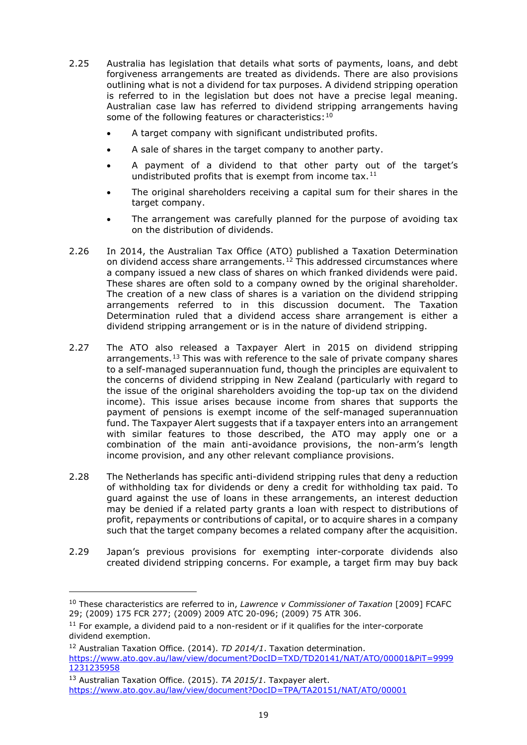2.25 Australia has legislation that details what sorts of payments, loans, and debt forgiveness arrangements are treated as dividends. There are also provisions outlining what is not a dividend for tax purposes. A dividend stripping operation is referred to in the legislation but does not have a precise legal meaning. Australian case law has referred to dividend stripping arrangements having some of the following features or characteristics:[10]

- A target company with significant undistributed profits.
- A sale of shares in the target company to another party.
- A payment of a dividend to that other party out of the target's undistributed profits that is exempt from income tax.[11]
- The original shareholders receiving a capital sum for their shares in the target company.
- The arrangement was carefully planned for the purpose of avoiding tax on the distribution of dividends.

2.26 In 2014, the Australian Tax Office (ATO) published a Taxation Determination on dividend access share arrangements.[12] This addressed circumstances where a company issued a new class of shares on which franked dividends were paid. These shares are often sold to a company owned by the original shareholder. The creation of a new class of shares is a variation on the dividend stripping arrangements referred to in this discussion document. The Taxation Determination ruled that a dividend access share arrangement is either a dividend stripping arrangement or is in the nature of dividend stripping.

2.27 The ATO also released a Taxpayer Alert in 2015 on dividend stripping arrangements.[13] This was with reference to the sale of private company shares to a self-managed superannuation fund, though the principles are equivalent to the concerns of dividend stripping in New Zealand (particularly with regard to the issue of the original shareholders avoiding the top-up tax on the dividend income). This issue arises because income from shares that supports the payment of pensions is exempt income of the self-managed superannuation fund. The Taxpayer Alert suggests that if a taxpayer enters into an arrangement with similar features to those described, the ATO may apply one or a combination of the main anti-avoidance provisions, the non-arm's length income provision, and any other relevant compliance provisions.

2.28 The Netherlands has specific anti-dividend stripping rules that deny a reduction of withholding tax for dividends or deny a credit for withholding tax paid. To guard against the use of loans in these arrangements, an interest deduction may be denied if a related party grants a loan with respect to distributions of profit, repayments or contributions of capital, or to acquire shares in a company such that the target company becomes a related company after the acquisition.

2.29 Japan's previous provisions for exempting inter-corporate dividends also created dividend stripping concerns. For example, a target firm may buy back

---

[10] These characteristics are referred to in, *Lawrence v Commissioner of Taxation* [2009] FCAFC 29; (2009) 175 FCR 277; (2009) 2009 ATC 20-096; (2009) 75 ATR 306.

[11] For example, a dividend paid to a non-resident or if it qualifies for the inter-corporate dividend exemption.

[12] Australian Taxation Office. (2014). *TD 2014/1*. Taxation determination. https://www.ato.gov.au/law/view/document?DocID=TXD/TD20141/NAT/ATO/00001&PiT=99991231235958

[13] Australian Taxation Office. (2015). *TA 2015/1*. Taxpayer alert. https://www.ato.gov.au/law/view/document?DocID=TPA/TA20151/NAT/ATO/00001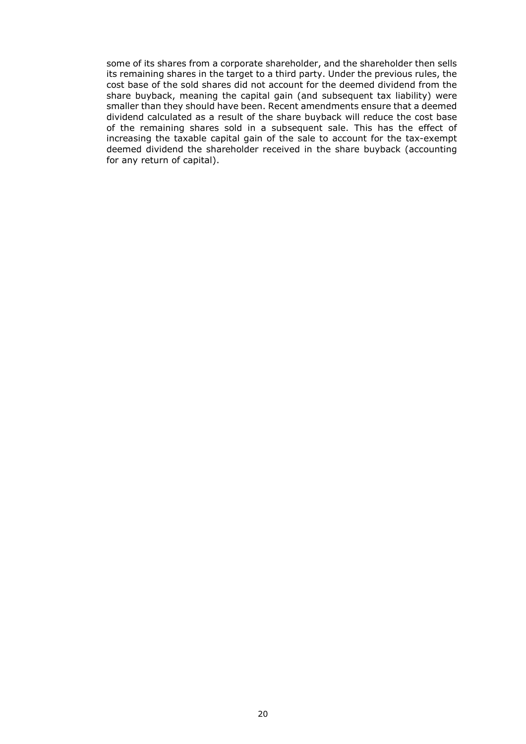some of its shares from a corporate shareholder, and the shareholder then sells its remaining shares in the target to a third party. Under the previous rules, the cost base of the sold shares did not account for the deemed dividend from the share buyback, meaning the capital gain (and subsequent tax liability) were smaller than they should have been. Recent amendments ensure that a deemed dividend calculated as a result of the share buyback will reduce the cost base of the remaining shares sold in a subsequent sale. This has the effect of increasing the taxable capital gain of the sale to account for the tax-exempt deemed dividend the shareholder received in the share buyback (accounting for any return of capital).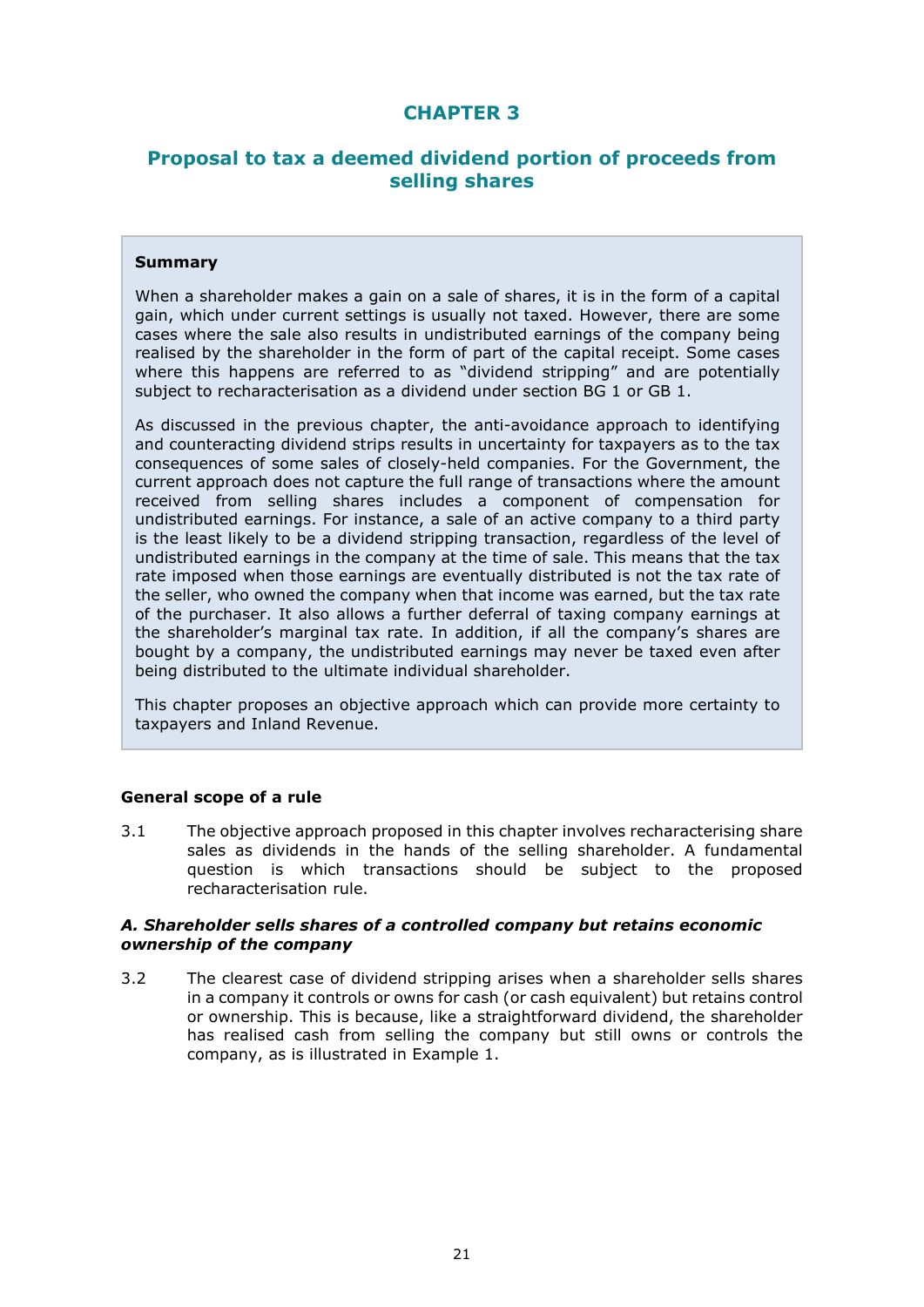# CHAPTER 3

## Proposal to tax a deemed dividend portion of proceeds from selling shares

**Summary**

When a shareholder makes a gain on a sale of shares, it is in the form of a capital gain, which under current settings is usually not taxed. However, there are some cases where the sale also results in undistributed earnings of the company being realised by the shareholder in the form of part of the capital receipt. Some cases where this happens are referred to as "dividend stripping" and are potentially subject to recharacterisation as a dividend under section BG 1 or GB 1.

As discussed in the previous chapter, the anti-avoidance approach to identifying and counteracting dividend strips results in uncertainty for taxpayers as to the tax consequences of some sales of closely-held companies. For the Government, the current approach does not capture the full range of transactions where the amount received from selling shares includes a component of compensation for undistributed earnings. For instance, a sale of an active company to a third party is the least likely to be a dividend stripping transaction, regardless of the level of undistributed earnings in the company at the time of sale. This means that the tax rate imposed when those earnings are eventually distributed is not the tax rate of the seller, who owned the company when that income was earned, but the tax rate of the purchaser. It also allows a further deferral of taxing company earnings at the shareholder's marginal tax rate. In addition, if all the company's shares are bought by a company, the undistributed earnings may never be taxed even after being distributed to the ultimate individual shareholder.

This chapter proposes an objective approach which can provide more certainty to taxpayers and Inland Revenue.

### General scope of a rule

3.1 The objective approach proposed in this chapter involves recharacterising share sales as dividends in the hands of the selling shareholder. A fundamental question is which transactions should be subject to the proposed recharacterisation rule.

#### *A. Shareholder sells shares of a controlled company but retains economic ownership of the company*

3.2 The clearest case of dividend stripping arises when a shareholder sells shares in a company it controls or owns for cash (or cash equivalent) but retains control or ownership. This is because, like a straightforward dividend, the shareholder has realised cash from selling the company but still owns or controls the company, as is illustrated in Example 1.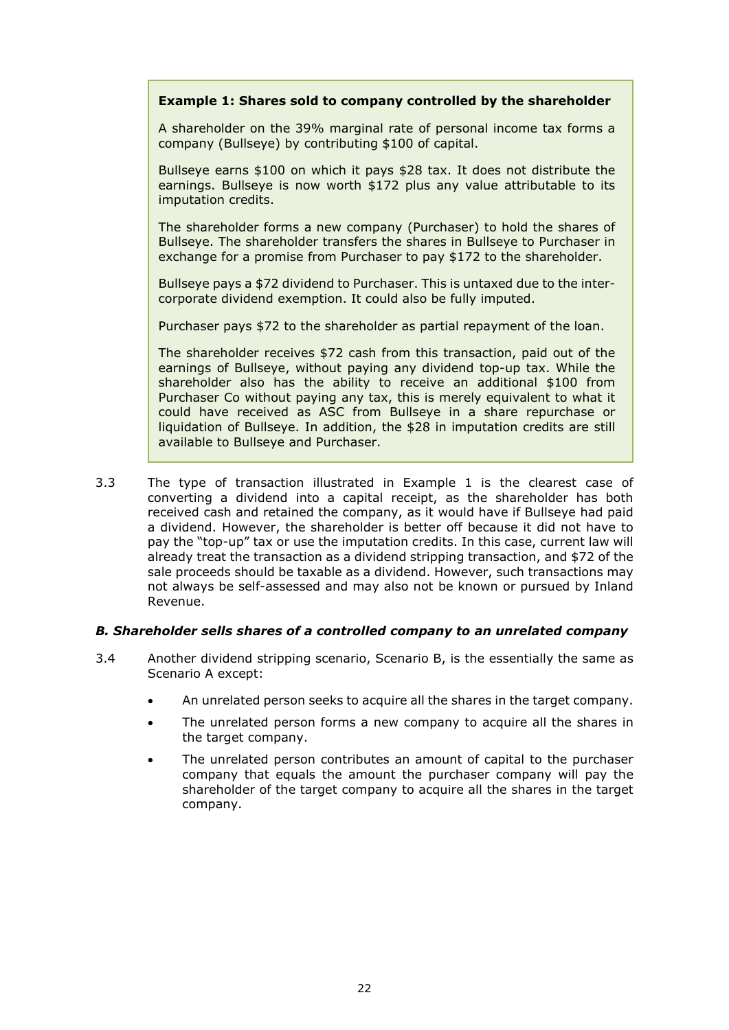> **Example 1: Shares sold to company controlled by the shareholder**
>
> A shareholder on the 39% marginal rate of personal income tax forms a company (Bullseye) by contributing $100 of capital.
>
> Bullseye earns $100 on which it pays $28 tax. It does not distribute the earnings. Bullseye is now worth $172 plus any value attributable to its imputation credits.
>
> The shareholder forms a new company (Purchaser) to hold the shares of Bullseye. The shareholder transfers the shares in Bullseye to Purchaser in exchange for a promise from Purchaser to pay $172 to the shareholder.
>
> Bullseye pays a $72 dividend to Purchaser. This is untaxed due to the inter-corporate dividend exemption. It could also be fully imputed.
>
> Purchaser pays $72 to the shareholder as partial repayment of the loan.
>
> The shareholder receives $72 cash from this transaction, paid out of the earnings of Bullseye, without paying any dividend top-up tax. While the shareholder also has the ability to receive an additional $100 from Purchaser Co without paying any tax, this is merely equivalent to what it could have received as ASC from Bullseye in a share repurchase or liquidation of Bullseye. In addition, the $28 in imputation credits are still available to Bullseye and Purchaser.

3.3 The type of transaction illustrated in Example 1 is the clearest case of converting a dividend into a capital receipt, as the shareholder has both received cash and retained the company, as it would have if Bullseye had paid a dividend. However, the shareholder is better off because it did not have to pay the "top-up" tax or use the imputation credits. In this case, current law will already treat the transaction as a dividend stripping transaction, and $72 of the sale proceeds should be taxable as a dividend. However, such transactions may not always be self-assessed and may also not be known or pursued by Inland Revenue.

### *B. Shareholder sells shares of a controlled company to an unrelated company*

3.4 Another dividend stripping scenario, Scenario B, is the essentially the same as Scenario A except:

- An unrelated person seeks to acquire all the shares in the target company.
- The unrelated person forms a new company to acquire all the shares in the target company.
- The unrelated person contributes an amount of capital to the purchaser company that equals the amount the purchaser company will pay the shareholder of the target company to acquire all the shares in the target company.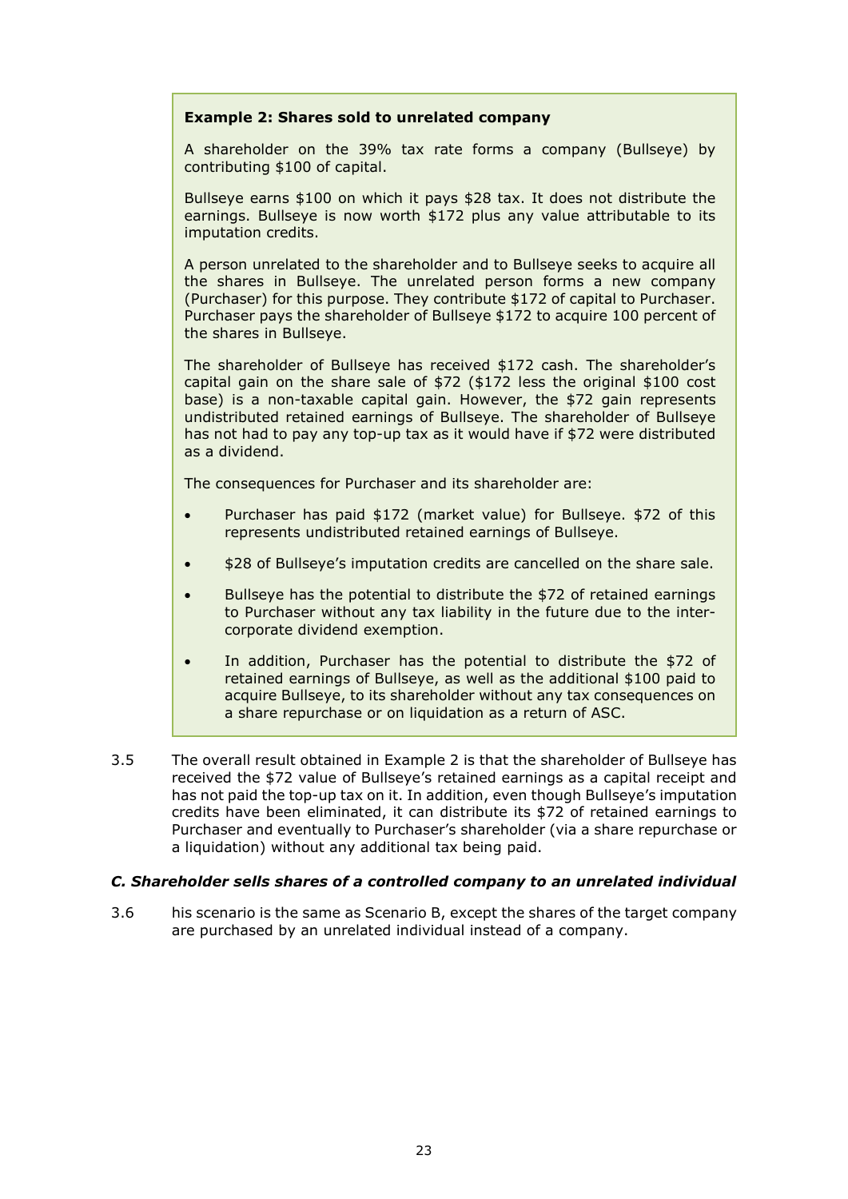**Example 2: Shares sold to unrelated company**

A shareholder on the 39% tax rate forms a company (Bullseye) by contributing $100 of capital.

Bullseye earns $100 on which it pays $28 tax. It does not distribute the earnings. Bullseye is now worth $172 plus any value attributable to its imputation credits.

A person unrelated to the shareholder and to Bullseye seeks to acquire all the shares in Bullseye. The unrelated person forms a new company (Purchaser) for this purpose. They contribute $172 of capital to Purchaser. Purchaser pays the shareholder of Bullseye $172 to acquire 100 percent of the shares in Bullseye.

The shareholder of Bullseye has received $172 cash. The shareholder's capital gain on the share sale of $72 ($172 less the original $100 cost base) is a non-taxable capital gain. However, the $72 gain represents undistributed retained earnings of Bullseye. The shareholder of Bullseye has not had to pay any top-up tax as it would have if $72 were distributed as a dividend.

The consequences for Purchaser and its shareholder are:

- Purchaser has paid $172 (market value) for Bullseye. $72 of this represents undistributed retained earnings of Bullseye.
- $28 of Bullseye's imputation credits are cancelled on the share sale.
- Bullseye has the potential to distribute the $72 of retained earnings to Purchaser without any tax liability in the future due to the inter-corporate dividend exemption.
- In addition, Purchaser has the potential to distribute the $72 of retained earnings of Bullseye, as well as the additional $100 paid to acquire Bullseye, to its shareholder without any tax consequences on a share repurchase or on liquidation as a return of ASC.

3.5 The overall result obtained in Example 2 is that the shareholder of Bullseye has received the $72 value of Bullseye's retained earnings as a capital receipt and has not paid the top-up tax on it. In addition, even though Bullseye's imputation credits have been eliminated, it can distribute its $72 of retained earnings to Purchaser and eventually to Purchaser's shareholder (via a share repurchase or a liquidation) without any additional tax being paid.

### *C. Shareholder sells shares of a controlled company to an unrelated individual*

3.6 his scenario is the same as Scenario B, except the shares of the target company are purchased by an unrelated individual instead of a company.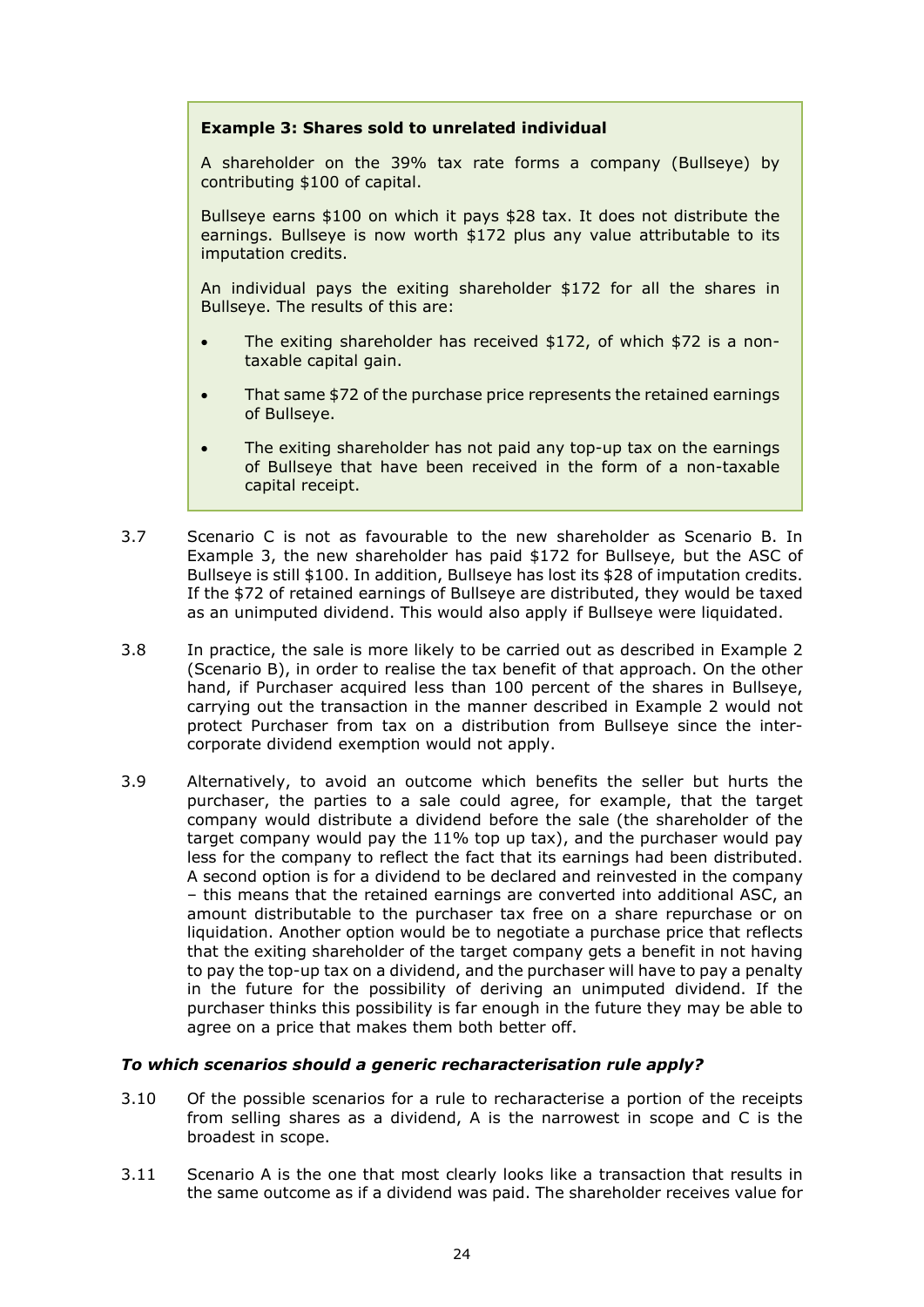> **Example 3: Shares sold to unrelated individual**
>
> A shareholder on the 39% tax rate forms a company (Bullseye) by contributing $100 of capital.
>
> Bullseye earns $100 on which it pays $28 tax. It does not distribute the earnings. Bullseye is now worth $172 plus any value attributable to its imputation credits.
>
> An individual pays the exiting shareholder $172 for all the shares in Bullseye. The results of this are:
>
> - The exiting shareholder has received $172, of which $72 is a non-taxable capital gain.
> - That same $72 of the purchase price represents the retained earnings of Bullseye.
> - The exiting shareholder has not paid any top-up tax on the earnings of Bullseye that have been received in the form of a non-taxable capital receipt.

3.7 Scenario C is not as favourable to the new shareholder as Scenario B. In Example 3, the new shareholder has paid $172 for Bullseye, but the ASC of Bullseye is still $100. In addition, Bullseye has lost its $28 of imputation credits. If the $72 of retained earnings of Bullseye are distributed, they would be taxed as an unimputed dividend. This would also apply if Bullseye were liquidated.

3.8 In practice, the sale is more likely to be carried out as described in Example 2 (Scenario B), in order to realise the tax benefit of that approach. On the other hand, if Purchaser acquired less than 100 percent of the shares in Bullseye, carrying out the transaction in the manner described in Example 2 would not protect Purchaser from tax on a distribution from Bullseye since the inter-corporate dividend exemption would not apply.

3.9 Alternatively, to avoid an outcome which benefits the seller but hurts the purchaser, the parties to a sale could agree, for example, that the target company would distribute a dividend before the sale (the shareholder of the target company would pay the 11% top up tax), and the purchaser would pay less for the company to reflect the fact that its earnings had been distributed. A second option is for a dividend to be declared and reinvested in the company – this means that the retained earnings are converted into additional ASC, an amount distributable to the purchaser tax free on a share repurchase or on liquidation. Another option would be to negotiate a purchase price that reflects that the exiting shareholder of the target company gets a benefit in not having to pay the top-up tax on a dividend, and the purchaser will have to pay a penalty in the future for the possibility of deriving an unimputed dividend. If the purchaser thinks this possibility is far enough in the future they may be able to agree on a price that makes them both better off.

### *To which scenarios should a generic recharacterisation rule apply?*

3.10 Of the possible scenarios for a rule to recharacterise a portion of the receipts from selling shares as a dividend, A is the narrowest in scope and C is the broadest in scope.

3.11 Scenario A is the one that most clearly looks like a transaction that results in the same outcome as if a dividend was paid. The shareholder receives value for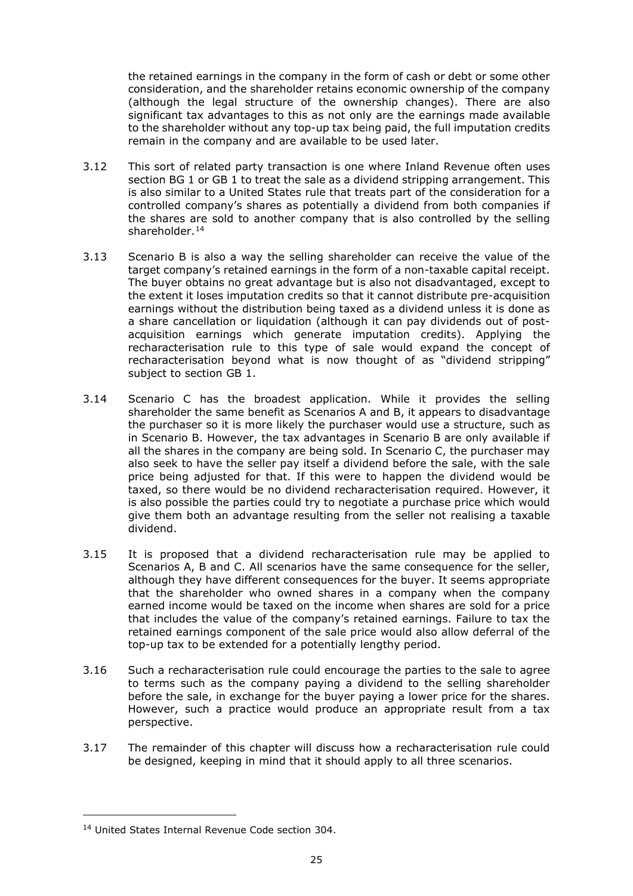the retained earnings in the company in the form of cash or debt or some other consideration, and the shareholder retains economic ownership of the company (although the legal structure of the ownership changes). There are also significant tax advantages to this as not only are the earnings made available to the shareholder without any top-up tax being paid, the full imputation credits remain in the company and are available to be used later.

3.12 This sort of related party transaction is one where Inland Revenue often uses section BG 1 or GB 1 to treat the sale as a dividend stripping arrangement. This is also similar to a United States rule that treats part of the consideration for a controlled company's shares as potentially a dividend from both companies if the shares are sold to another company that is also controlled by the selling shareholder.[14]

3.13 Scenario B is also a way the selling shareholder can receive the value of the target company's retained earnings in the form of a non-taxable capital receipt. The buyer obtains no great advantage but is also not disadvantaged, except to the extent it loses imputation credits so that it cannot distribute pre-acquisition earnings without the distribution being taxed as a dividend unless it is done as a share cancellation or liquidation (although it can pay dividends out of post-acquisition earnings which generate imputation credits). Applying the recharacterisation rule to this type of sale would expand the concept of recharacterisation beyond what is now thought of as "dividend stripping" subject to section GB 1.

3.14 Scenario C has the broadest application. While it provides the selling shareholder the same benefit as Scenarios A and B, it appears to disadvantage the purchaser so it is more likely the purchaser would use a structure, such as in Scenario B. However, the tax advantages in Scenario B are only available if all the shares in the company are being sold. In Scenario C, the purchaser may also seek to have the seller pay itself a dividend before the sale, with the sale price being adjusted for that. If this were to happen the dividend would be taxed, so there would be no dividend recharacterisation required. However, it is also possible the parties could try to negotiate a purchase price which would give them both an advantage resulting from the seller not realising a taxable dividend.

3.15 It is proposed that a dividend recharacterisation rule may be applied to Scenarios A, B and C. All scenarios have the same consequence for the seller, although they have different consequences for the buyer. It seems appropriate that the shareholder who owned shares in a company when the company earned income would be taxed on the income when shares are sold for a price that includes the value of the company's retained earnings. Failure to tax the retained earnings component of the sale price would also allow deferral of the top-up tax to be extended for a potentially lengthy period.

3.16 Such a recharacterisation rule could encourage the parties to the sale to agree to terms such as the company paying a dividend to the selling shareholder before the sale, in exchange for the buyer paying a lower price for the shares. However, such a practice would produce an appropriate result from a tax perspective.

3.17 The remainder of this chapter will discuss how a recharacterisation rule could be designed, keeping in mind that it should apply to all three scenarios.

---

[14] United States Internal Revenue Code section 304.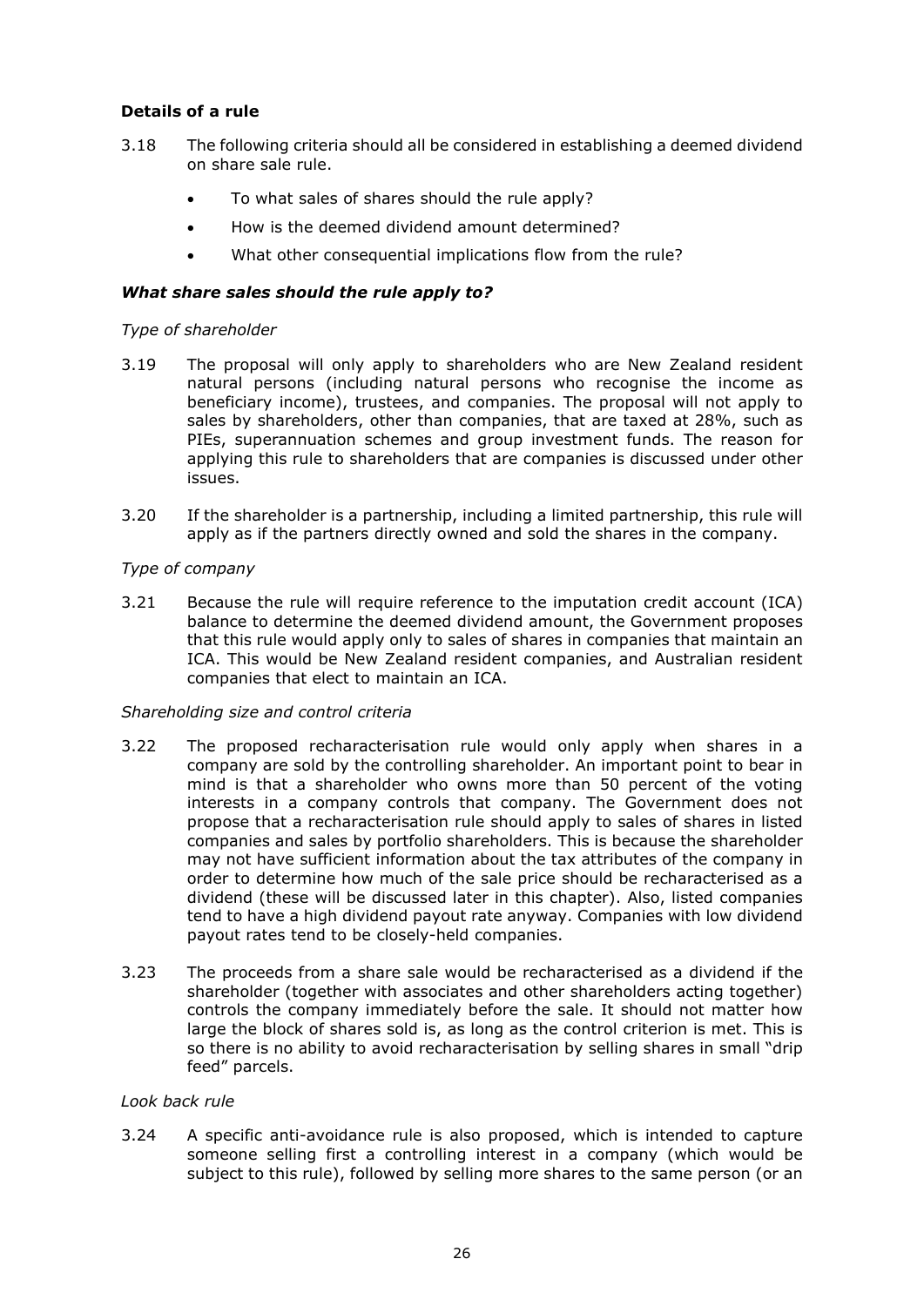### Details of a rule

3.18 The following criteria should all be considered in establishing a deemed dividend on share sale rule.

- To what sales of shares should the rule apply?
- How is the deemed dividend amount determined?
- What other consequential implications flow from the rule?

#### *What share sales should the rule apply to?*

*Type of shareholder*

3.19 The proposal will only apply to shareholders who are New Zealand resident natural persons (including natural persons who recognise the income as beneficiary income), trustees, and companies. The proposal will not apply to sales by shareholders, other than companies, that are taxed at 28%, such as PIEs, superannuation schemes and group investment funds. The reason for applying this rule to shareholders that are companies is discussed under other issues.

3.20 If the shareholder is a partnership, including a limited partnership, this rule will apply as if the partners directly owned and sold the shares in the company.

*Type of company*

3.21 Because the rule will require reference to the imputation credit account (ICA) balance to determine the deemed dividend amount, the Government proposes that this rule would apply only to sales of shares in companies that maintain an ICA. This would be New Zealand resident companies, and Australian resident companies that elect to maintain an ICA.

*Shareholding size and control criteria*

3.22 The proposed recharacterisation rule would only apply when shares in a company are sold by the controlling shareholder. An important point to bear in mind is that a shareholder who owns more than 50 percent of the voting interests in a company controls that company. The Government does not propose that a recharacterisation rule should apply to sales of shares in listed companies and sales by portfolio shareholders. This is because the shareholder may not have sufficient information about the tax attributes of the company in order to determine how much of the sale price should be recharacterised as a dividend (these will be discussed later in this chapter). Also, listed companies tend to have a high dividend payout rate anyway. Companies with low dividend payout rates tend to be closely-held companies.

3.23 The proceeds from a share sale would be recharacterised as a dividend if the shareholder (together with associates and other shareholders acting together) controls the company immediately before the sale. It should not matter how large the block of shares sold is, as long as the control criterion is met. This is so there is no ability to avoid recharacterisation by selling shares in small "drip feed" parcels.

*Look back rule*

3.24 A specific anti-avoidance rule is also proposed, which is intended to capture someone selling first a controlling interest in a company (which would be subject to this rule), followed by selling more shares to the same person (or an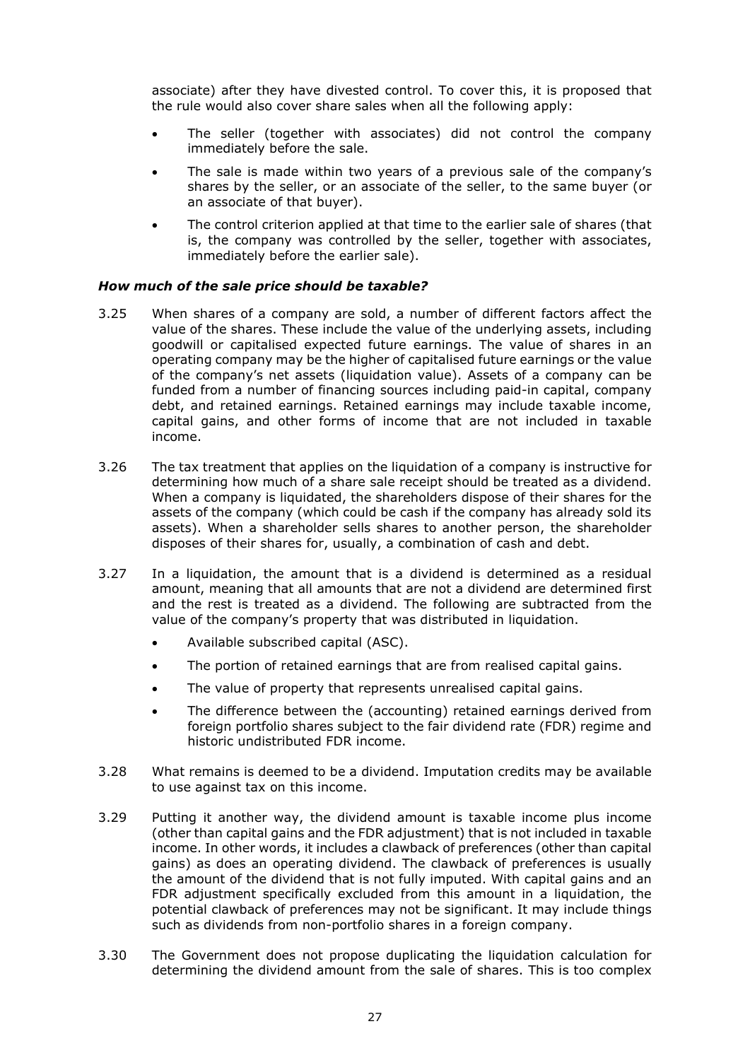associate) after they have divested control. To cover this, it is proposed that the rule would also cover share sales when all the following apply:

- The seller (together with associates) did not control the company immediately before the sale.
- The sale is made within two years of a previous sale of the company's shares by the seller, or an associate of the seller, to the same buyer (or an associate of that buyer).
- The control criterion applied at that time to the earlier sale of shares (that is, the company was controlled by the seller, together with associates, immediately before the earlier sale).

### *How much of the sale price should be taxable?*

3.25 When shares of a company are sold, a number of different factors affect the value of the shares. These include the value of the underlying assets, including goodwill or capitalised expected future earnings. The value of shares in an operating company may be the higher of capitalised future earnings or the value of the company's net assets (liquidation value). Assets of a company can be funded from a number of financing sources including paid-in capital, company debt, and retained earnings. Retained earnings may include taxable income, capital gains, and other forms of income that are not included in taxable income.

3.26 The tax treatment that applies on the liquidation of a company is instructive for determining how much of a share sale receipt should be treated as a dividend. When a company is liquidated, the shareholders dispose of their shares for the assets of the company (which could be cash if the company has already sold its assets). When a shareholder sells shares to another person, the shareholder disposes of their shares for, usually, a combination of cash and debt.

3.27 In a liquidation, the amount that is a dividend is determined as a residual amount, meaning that all amounts that are not a dividend are determined first and the rest is treated as a dividend. The following are subtracted from the value of the company's property that was distributed in liquidation.

- Available subscribed capital (ASC).
- The portion of retained earnings that are from realised capital gains.
- The value of property that represents unrealised capital gains.
- The difference between the (accounting) retained earnings derived from foreign portfolio shares subject to the fair dividend rate (FDR) regime and historic undistributed FDR income.

3.28 What remains is deemed to be a dividend. Imputation credits may be available to use against tax on this income.

3.29 Putting it another way, the dividend amount is taxable income plus income (other than capital gains and the FDR adjustment) that is not included in taxable income. In other words, it includes a clawback of preferences (other than capital gains) as does an operating dividend. The clawback of preferences is usually the amount of the dividend that is not fully imputed. With capital gains and an FDR adjustment specifically excluded from this amount in a liquidation, the potential clawback of preferences may not be significant. It may include things such as dividends from non-portfolio shares in a foreign company.

3.30 The Government does not propose duplicating the liquidation calculation for determining the dividend amount from the sale of shares. This is too complex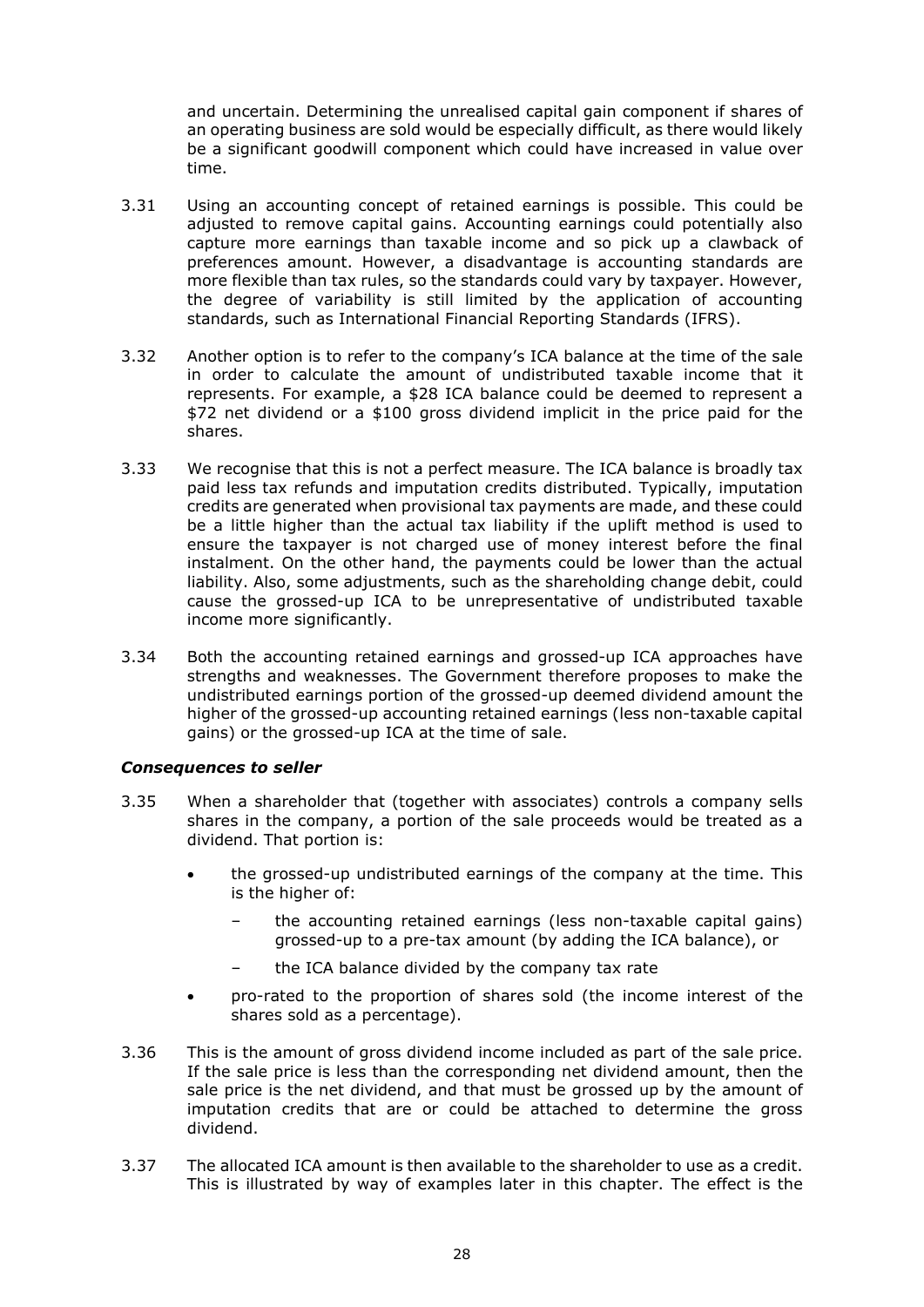and uncertain. Determining the unrealised capital gain component if shares of an operating business are sold would be especially difficult, as there would likely be a significant goodwill component which could have increased in value over time.

3.31 Using an accounting concept of retained earnings is possible. This could be adjusted to remove capital gains. Accounting earnings could potentially also capture more earnings than taxable income and so pick up a clawback of preferences amount. However, a disadvantage is accounting standards are more flexible than tax rules, so the standards could vary by taxpayer. However, the degree of variability is still limited by the application of accounting standards, such as International Financial Reporting Standards (IFRS).

3.32 Another option is to refer to the company's ICA balance at the time of the sale in order to calculate the amount of undistributed taxable income that it represents. For example, a $28 ICA balance could be deemed to represent a $72 net dividend or a $100 gross dividend implicit in the price paid for the shares.

3.33 We recognise that this is not a perfect measure. The ICA balance is broadly tax paid less tax refunds and imputation credits distributed. Typically, imputation credits are generated when provisional tax payments are made, and these could be a little higher than the actual tax liability if the uplift method is used to ensure the taxpayer is not charged use of money interest before the final instalment. On the other hand, the payments could be lower than the actual liability. Also, some adjustments, such as the shareholding change debit, could cause the grossed-up ICA to be unrepresentative of undistributed taxable income more significantly.

3.34 Both the accounting retained earnings and grossed-up ICA approaches have strengths and weaknesses. The Government therefore proposes to make the undistributed earnings portion of the grossed-up deemed dividend amount the higher of the grossed-up accounting retained earnings (less non-taxable capital gains) or the grossed-up ICA at the time of sale.

### *Consequences to seller*

3.35 When a shareholder that (together with associates) controls a company sells shares in the company, a portion of the sale proceeds would be treated as a dividend. That portion is:

- the grossed-up undistributed earnings of the company at the time. This is the higher of:
  - the accounting retained earnings (less non-taxable capital gains) grossed-up to a pre-tax amount (by adding the ICA balance), or
  - the ICA balance divided by the company tax rate
- pro-rated to the proportion of shares sold (the income interest of the shares sold as a percentage).

3.36 This is the amount of gross dividend income included as part of the sale price. If the sale price is less than the corresponding net dividend amount, then the sale price is the net dividend, and that must be grossed up by the amount of imputation credits that are or could be attached to determine the gross dividend.

3.37 The allocated ICA amount is then available to the shareholder to use as a credit. This is illustrated by way of examples later in this chapter. The effect is the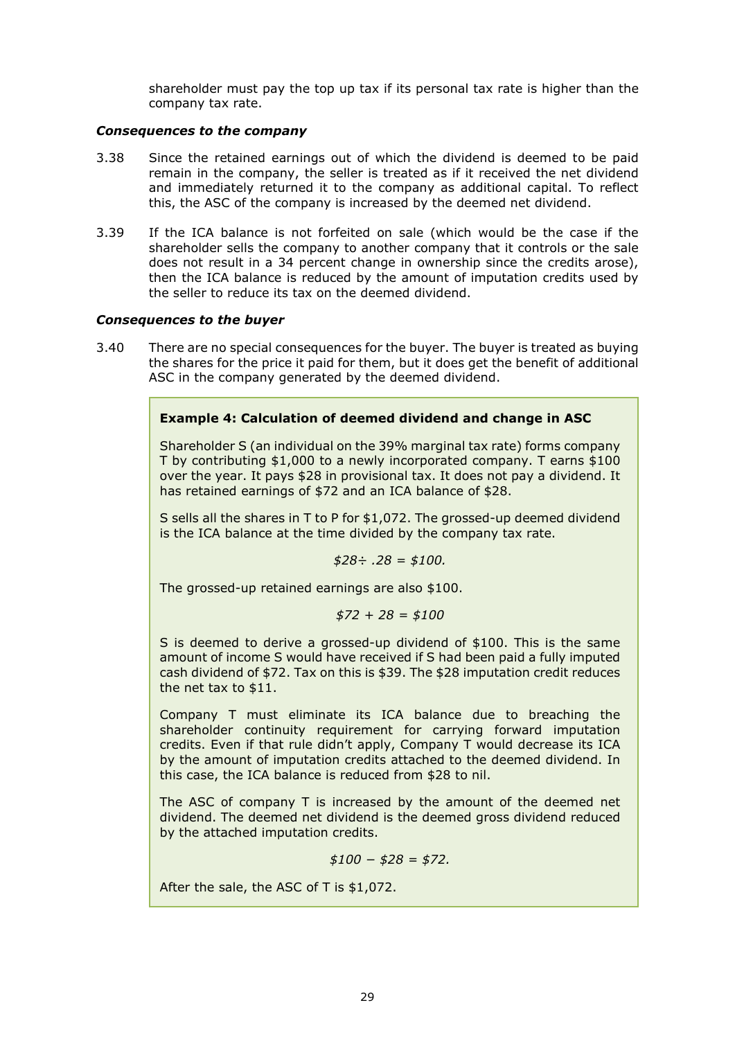shareholder must pay the top up tax if its personal tax rate is higher than the company tax rate.

### *Consequences to the company*

3.38 Since the retained earnings out of which the dividend is deemed to be paid remain in the company, the seller is treated as if it received the net dividend and immediately returned it to the company as additional capital. To reflect this, the ASC of the company is increased by the deemed net dividend.

3.39 If the ICA balance is not forfeited on sale (which would be the case if the shareholder sells the company to another company that it controls or the sale does not result in a 34 percent change in ownership since the credits arose), then the ICA balance is reduced by the amount of imputation credits used by the seller to reduce its tax on the deemed dividend.

### *Consequences to the buyer*

3.40 There are no special consequences for the buyer. The buyer is treated as buying the shares for the price it paid for them, but it does get the benefit of additional ASC in the company generated by the deemed dividend.

> **Example 4: Calculation of deemed dividend and change in ASC**
>
> Shareholder S (an individual on the 39% marginal tax rate) forms company T by contributing $1,000 to a newly incorporated company. T earns $100 over the year. It pays $28 in provisional tax. It does not pay a dividend. It has retained earnings of $72 and an ICA balance of $28.
>
> S sells all the shares in T to P for $1,072. The grossed-up deemed dividend is the ICA balance at the time divided by the company tax rate.
>
> *$28÷ .28 = $100.*
>
> The grossed-up retained earnings are also $100.
>
> *$72 + 28 = $100*
>
> S is deemed to derive a grossed-up dividend of $100. This is the same amount of income S would have received if S had been paid a fully imputed cash dividend of $72. Tax on this is $39. The $28 imputation credit reduces the net tax to $11.
>
> Company T must eliminate its ICA balance due to breaching the shareholder continuity requirement for carrying forward imputation credits. Even if that rule didn't apply, Company T would decrease its ICA by the amount of imputation credits attached to the deemed dividend. In this case, the ICA balance is reduced from $28 to nil.
>
> The ASC of company T is increased by the amount of the deemed net dividend. The deemed net dividend is the deemed gross dividend reduced by the attached imputation credits.
>
> *$100 − $28 = $72.*
>
> After the sale, the ASC of T is $1,072.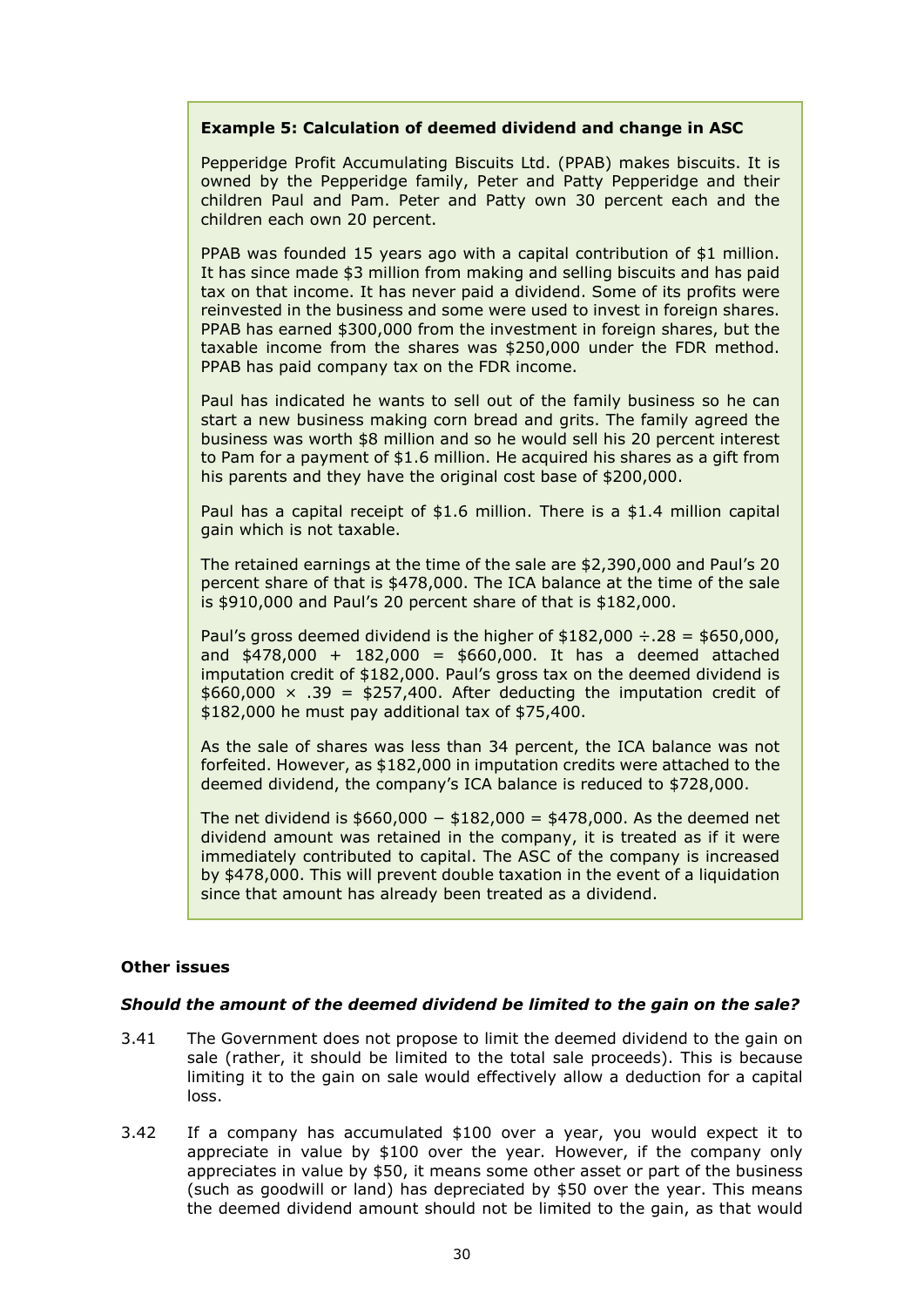**Example 5: Calculation of deemed dividend and change in ASC**

Pepperidge Profit Accumulating Biscuits Ltd. (PPAB) makes biscuits. It is owned by the Pepperidge family, Peter and Patty Pepperidge and their children Paul and Pam. Peter and Patty own 30 percent each and the children each own 20 percent.

PPAB was founded 15 years ago with a capital contribution of $1 million. It has since made $3 million from making and selling biscuits and has paid tax on that income. It has never paid a dividend. Some of its profits were reinvested in the business and some were used to invest in foreign shares. PPAB has earned $300,000 from the investment in foreign shares, but the taxable income from the shares was $250,000 under the FDR method. PPAB has paid company tax on the FDR income.

Paul has indicated he wants to sell out of the family business so he can start a new business making corn bread and grits. The family agreed the business was worth $8 million and so he would sell his 20 percent interest to Pam for a payment of $1.6 million. He acquired his shares as a gift from his parents and they have the original cost base of $200,000.

Paul has a capital receipt of $1.6 million. There is a $1.4 million capital gain which is not taxable.

The retained earnings at the time of the sale are $2,390,000 and Paul's 20 percent share of that is $478,000. The ICA balance at the time of the sale is $910,000 and Paul's 20 percent share of that is $182,000.

Paul's gross deemed dividend is the higher of $182,000 ÷.28 = $650,000, and $478,000 + 182,000 = $660,000. It has a deemed attached imputation credit of $182,000. Paul's gross tax on the deemed dividend is $660,000 × .39 = $257,400. After deducting the imputation credit of $182,000 he must pay additional tax of $75,400.

As the sale of shares was less than 34 percent, the ICA balance was not forfeited. However, as $182,000 in imputation credits were attached to the deemed dividend, the company's ICA balance is reduced to $728,000.

The net dividend is $660,000 − $182,000 = $478,000. As the deemed net dividend amount was retained in the company, it is treated as if it were immediately contributed to capital. The ASC of the company is increased by $478,000. This will prevent double taxation in the event of a liquidation since that amount has already been treated as a dividend.

**Other issues**

***Should the amount of the deemed dividend be limited to the gain on the sale?***

3.41 The Government does not propose to limit the deemed dividend to the gain on sale (rather, it should be limited to the total sale proceeds). This is because limiting it to the gain on sale would effectively allow a deduction for a capital loss.

3.42 If a company has accumulated $100 over a year, you would expect it to appreciate in value by $100 over the year. However, if the company only appreciates in value by $50, it means some other asset or part of the business (such as goodwill or land) has depreciated by $50 over the year. This means the deemed dividend amount should not be limited to the gain, as that would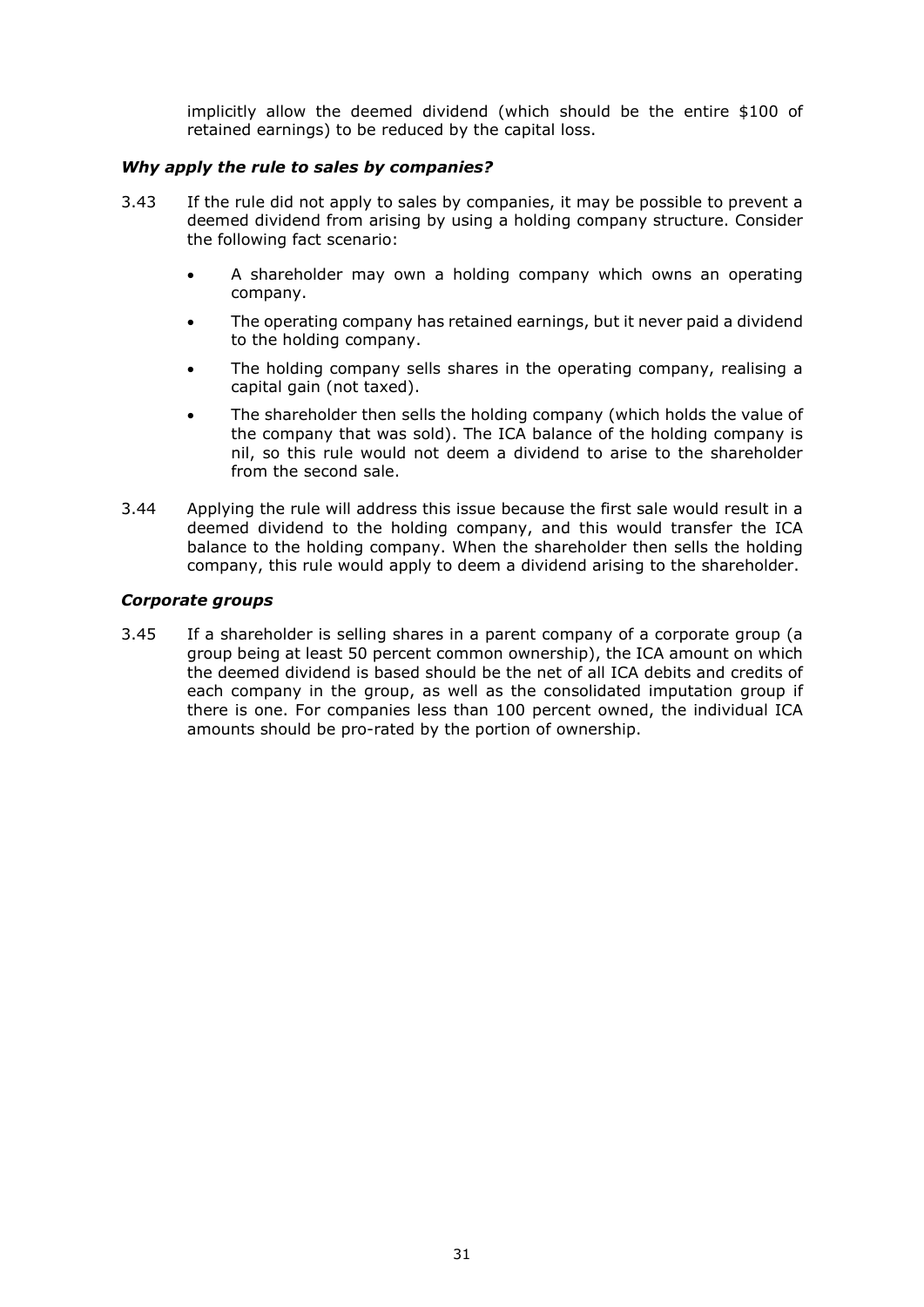implicitly allow the deemed dividend (which should be the entire $100 of retained earnings) to be reduced by the capital loss.

### *Why apply the rule to sales by companies?*

3.43 If the rule did not apply to sales by companies, it may be possible to prevent a deemed dividend from arising by using a holding company structure. Consider the following fact scenario:

- A shareholder may own a holding company which owns an operating company.
- The operating company has retained earnings, but it never paid a dividend to the holding company.
- The holding company sells shares in the operating company, realising a capital gain (not taxed).
- The shareholder then sells the holding company (which holds the value of the company that was sold). The ICA balance of the holding company is nil, so this rule would not deem a dividend to arise to the shareholder from the second sale.

3.44 Applying the rule will address this issue because the first sale would result in a deemed dividend to the holding company, and this would transfer the ICA balance to the holding company. When the shareholder then sells the holding company, this rule would apply to deem a dividend arising to the shareholder.

### *Corporate groups*

3.45 If a shareholder is selling shares in a parent company of a corporate group (a group being at least 50 percent common ownership), the ICA amount on which the deemed dividend is based should be the net of all ICA debits and credits of each company in the group, as well as the consolidated imputation group if there is one. For companies less than 100 percent owned, the individual ICA amounts should be pro-rated by the portion of ownership.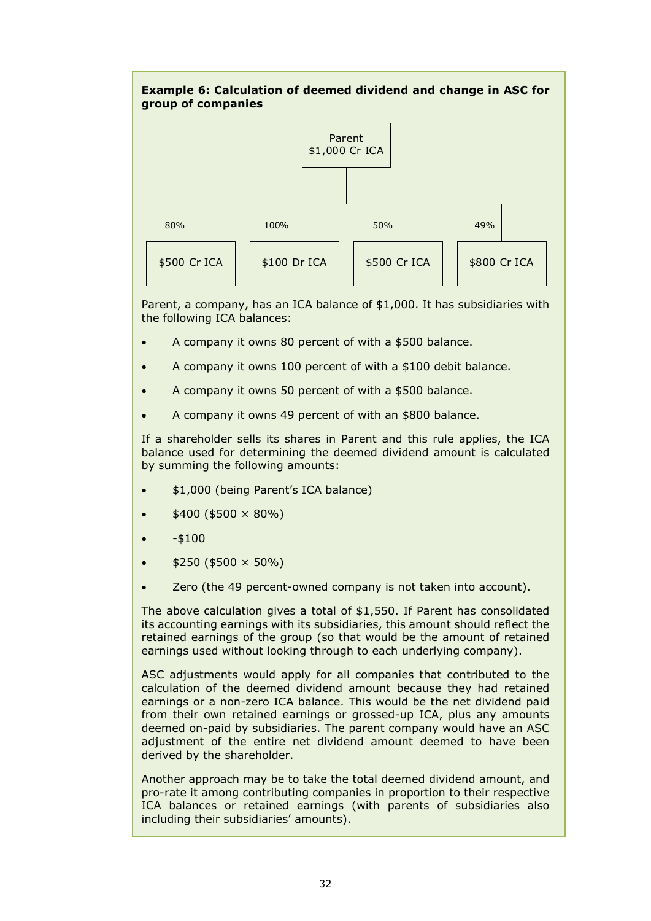**Example 6: Calculation of deemed dividend and change in ASC for group of companies**

Parent
$1,000 Cr ICA

| 80% | 100% | 50% | 49% |
|---|---|---|---|
| $500 Cr ICA | $100 Dr ICA | $500 Cr ICA | $800 Cr ICA |

Parent, a company, has an ICA balance of $1,000. It has subsidiaries with the following ICA balances:

- A company it owns 80 percent of with a $500 balance.
- A company it owns 100 percent of with a $100 debit balance.
- A company it owns 50 percent of with a $500 balance.
- A company it owns 49 percent of with an $800 balance.

If a shareholder sells its shares in Parent and this rule applies, the ICA balance used for determining the deemed dividend amount is calculated by summing the following amounts:

- $1,000 (being Parent's ICA balance)
- $400 ($500 × 80%)
- -$100
- $250 ($500 × 50%)
- Zero (the 49 percent-owned company is not taken into account).

The above calculation gives a total of $1,550. If Parent has consolidated its accounting earnings with its subsidiaries, this amount should reflect the retained earnings of the group (so that would be the amount of retained earnings used without looking through to each underlying company).

ASC adjustments would apply for all companies that contributed to the calculation of the deemed dividend amount because they had retained earnings or a non-zero ICA balance. This would be the net dividend paid from their own retained earnings or grossed-up ICA, plus any amounts deemed on-paid by subsidiaries. The parent company would have an ASC adjustment of the entire net dividend amount deemed to have been derived by the shareholder.

Another approach may be to take the total deemed dividend amount, and pro-rate it among contributing companies in proportion to their respective ICA balances or retained earnings (with parents of subsidiaries also including their subsidiaries' amounts).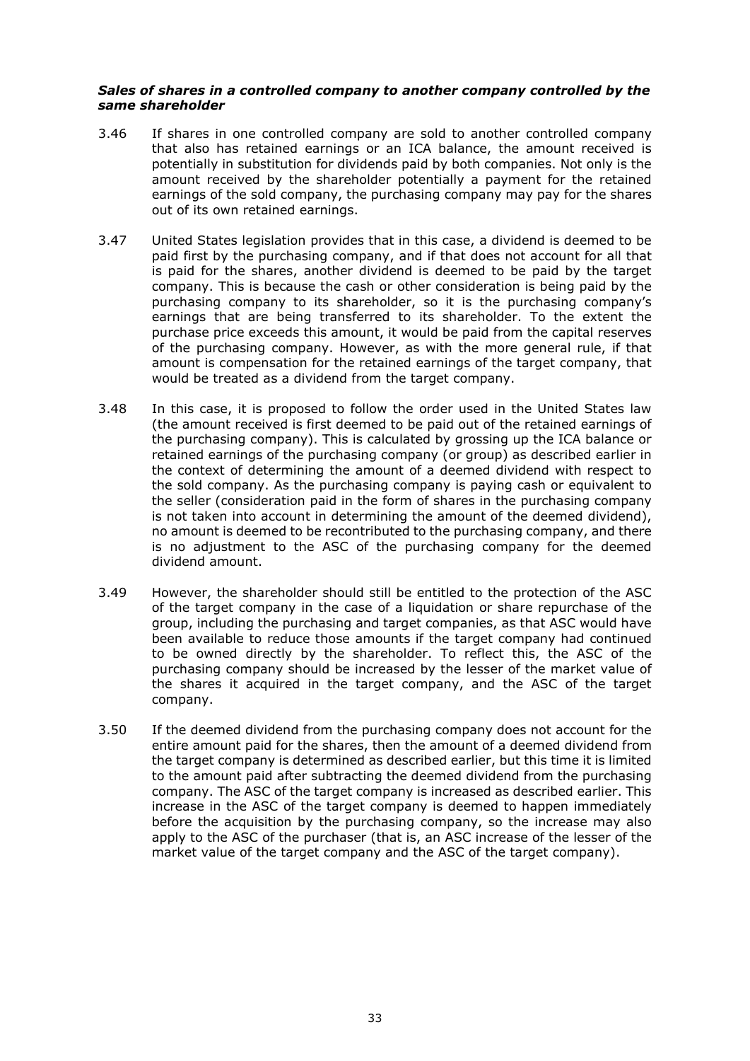***Sales of shares in a controlled company to another company controlled by the same shareholder***

3.46 If shares in one controlled company are sold to another controlled company that also has retained earnings or an ICA balance, the amount received is potentially in substitution for dividends paid by both companies. Not only is the amount received by the shareholder potentially a payment for the retained earnings of the sold company, the purchasing company may pay for the shares out of its own retained earnings.

3.47 United States legislation provides that in this case, a dividend is deemed to be paid first by the purchasing company, and if that does not account for all that is paid for the shares, another dividend is deemed to be paid by the target company. This is because the cash or other consideration is being paid by the purchasing company to its shareholder, so it is the purchasing company's earnings that are being transferred to its shareholder. To the extent the purchase price exceeds this amount, it would be paid from the capital reserves of the purchasing company. However, as with the more general rule, if that amount is compensation for the retained earnings of the target company, that would be treated as a dividend from the target company.

3.48 In this case, it is proposed to follow the order used in the United States law (the amount received is first deemed to be paid out of the retained earnings of the purchasing company). This is calculated by grossing up the ICA balance or retained earnings of the purchasing company (or group) as described earlier in the context of determining the amount of a deemed dividend with respect to the sold company. As the purchasing company is paying cash or equivalent to the seller (consideration paid in the form of shares in the purchasing company is not taken into account in determining the amount of the deemed dividend), no amount is deemed to be recontributed to the purchasing company, and there is no adjustment to the ASC of the purchasing company for the deemed dividend amount.

3.49 However, the shareholder should still be entitled to the protection of the ASC of the target company in the case of a liquidation or share repurchase of the group, including the purchasing and target companies, as that ASC would have been available to reduce those amounts if the target company had continued to be owned directly by the shareholder. To reflect this, the ASC of the purchasing company should be increased by the lesser of the market value of the shares it acquired in the target company, and the ASC of the target company.

3.50 If the deemed dividend from the purchasing company does not account for the entire amount paid for the shares, then the amount of a deemed dividend from the target company is determined as described earlier, but this time it is limited to the amount paid after subtracting the deemed dividend from the purchasing company. The ASC of the target company is increased as described earlier. This increase in the ASC of the target company is deemed to happen immediately before the acquisition by the purchasing company, so the increase may also apply to the ASC of the purchaser (that is, an ASC increase of the lesser of the market value of the target company and the ASC of the target company).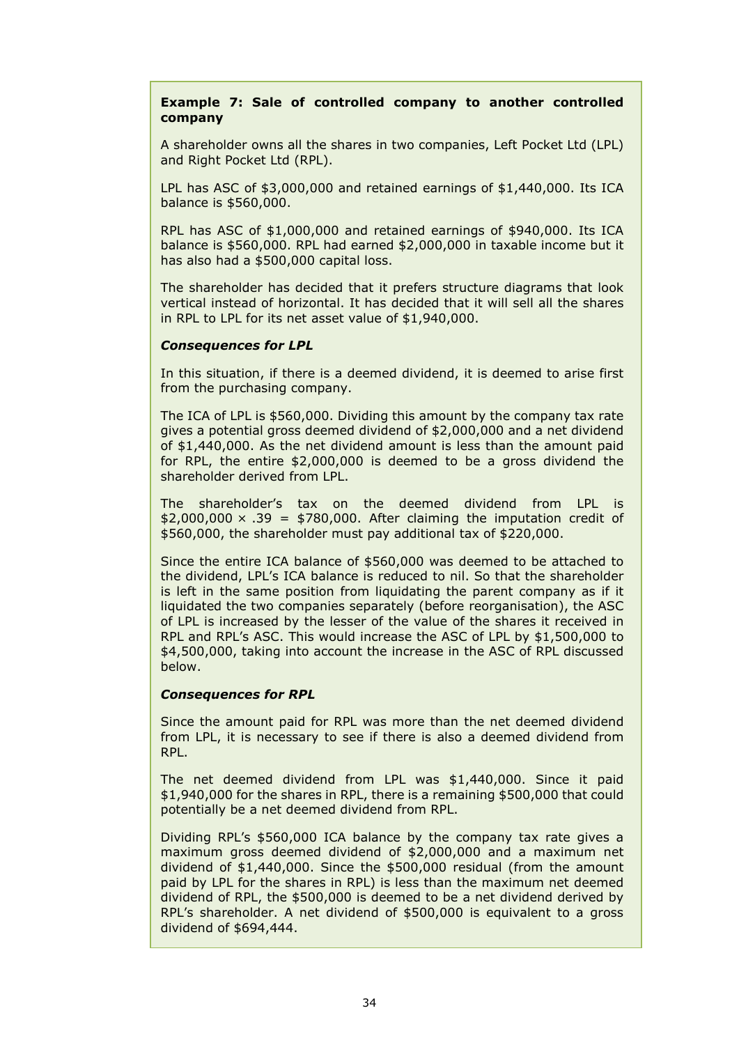**Example 7: Sale of controlled company to another controlled company**

A shareholder owns all the shares in two companies, Left Pocket Ltd (LPL) and Right Pocket Ltd (RPL).

LPL has ASC of $3,000,000 and retained earnings of $1,440,000. Its ICA balance is $560,000.

RPL has ASC of $1,000,000 and retained earnings of $940,000. Its ICA balance is $560,000. RPL had earned $2,000,000 in taxable income but it has also had a $500,000 capital loss.

The shareholder has decided that it prefers structure diagrams that look vertical instead of horizontal. It has decided that it will sell all the shares in RPL to LPL for its net asset value of $1,940,000.

***Consequences for LPL***

In this situation, if there is a deemed dividend, it is deemed to arise first from the purchasing company.

The ICA of LPL is $560,000. Dividing this amount by the company tax rate gives a potential gross deemed dividend of $2,000,000 and a net dividend of $1,440,000. As the net dividend amount is less than the amount paid for RPL, the entire $2,000,000 is deemed to be a gross dividend the shareholder derived from LPL.

The shareholder's tax on the deemed dividend from LPL is $\$2,000,000 \times .39 = \$780,000$. After claiming the imputation credit of $560,000, the shareholder must pay additional tax of $220,000.

Since the entire ICA balance of $560,000 was deemed to be attached to the dividend, LPL's ICA balance is reduced to nil. So that the shareholder is left in the same position from liquidating the parent company as if it liquidated the two companies separately (before reorganisation), the ASC of LPL is increased by the lesser of the value of the shares it received in RPL and RPL's ASC. This would increase the ASC of LPL by $1,500,000 to $4,500,000, taking into account the increase in the ASC of RPL discussed below.

***Consequences for RPL***

Since the amount paid for RPL was more than the net deemed dividend from LPL, it is necessary to see if there is also a deemed dividend from RPL.

The net deemed dividend from LPL was $1,440,000. Since it paid $1,940,000 for the shares in RPL, there is a remaining $500,000 that could potentially be a net deemed dividend from RPL.

Dividing RPL's $560,000 ICA balance by the company tax rate gives a maximum gross deemed dividend of $2,000,000 and a maximum net dividend of $1,440,000. Since the $500,000 residual (from the amount paid by LPL for the shares in RPL) is less than the maximum net deemed dividend of RPL, the $500,000 is deemed to be a net dividend derived by RPL's shareholder. A net dividend of $500,000 is equivalent to a gross dividend of $694,444.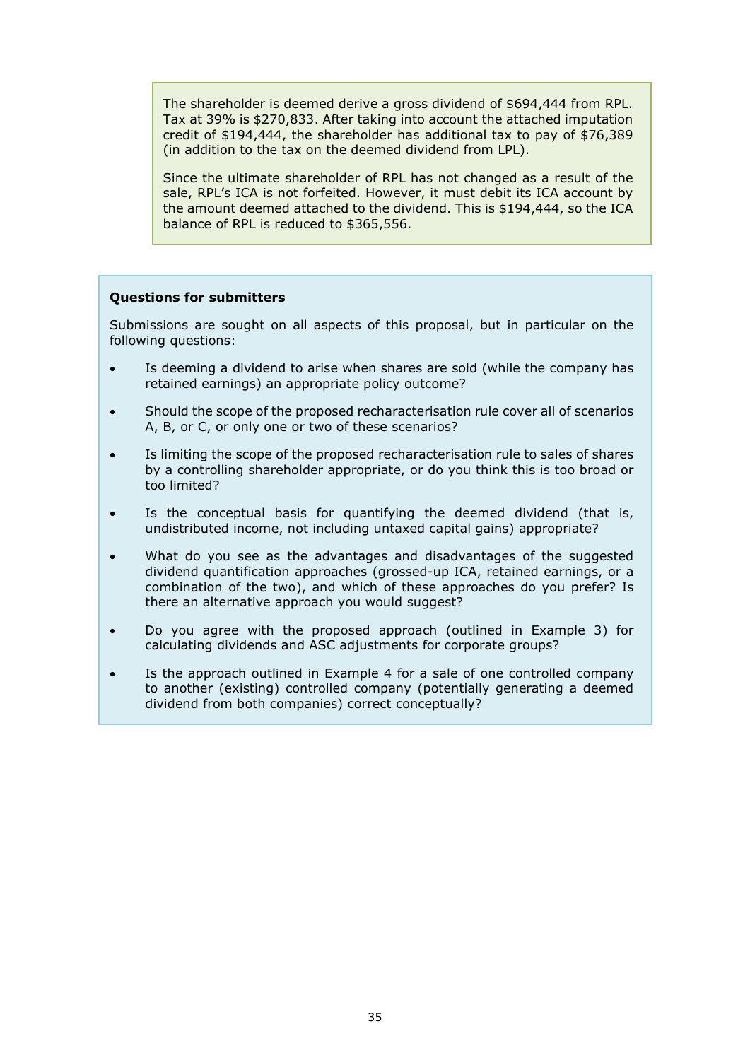The shareholder is deemed derive a gross dividend of $694,444 from RPL. Tax at 39% is $270,833. After taking into account the attached imputation credit of $194,444, the shareholder has additional tax to pay of $76,389 (in addition to the tax on the deemed dividend from LPL).

Since the ultimate shareholder of RPL has not changed as a result of the sale, RPL's ICA is not forfeited. However, it must debit its ICA account by the amount deemed attached to the dividend. This is $194,444, so the ICA balance of RPL is reduced to $365,556.

**Questions for submitters**

Submissions are sought on all aspects of this proposal, but in particular on the following questions:

- Is deeming a dividend to arise when shares are sold (while the company has retained earnings) an appropriate policy outcome?
- Should the scope of the proposed recharacterisation rule cover all of scenarios A, B, or C, or only one or two of these scenarios?
- Is limiting the scope of the proposed recharacterisation rule to sales of shares by a controlling shareholder appropriate, or do you think this is too broad or too limited?
- Is the conceptual basis for quantifying the deemed dividend (that is, undistributed income, not including untaxed capital gains) appropriate?
- What do you see as the advantages and disadvantages of the suggested dividend quantification approaches (grossed-up ICA, retained earnings, or a combination of the two), and which of these approaches do you prefer? Is there an alternative approach you would suggest?
- Do you agree with the proposed approach (outlined in Example 3) for calculating dividends and ASC adjustments for corporate groups?
- Is the approach outlined in Example 4 for a sale of one controlled company to another (existing) controlled company (potentially generating a deemed dividend from both companies) correct conceptually?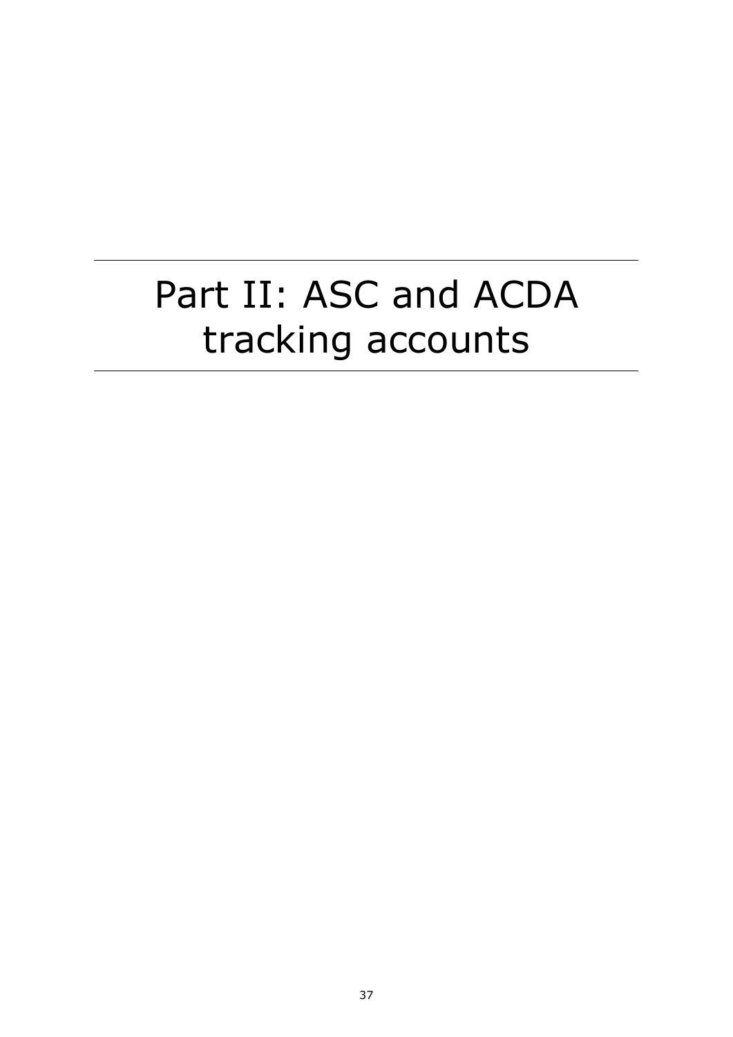# Part II: ASC and ACDA tracking accounts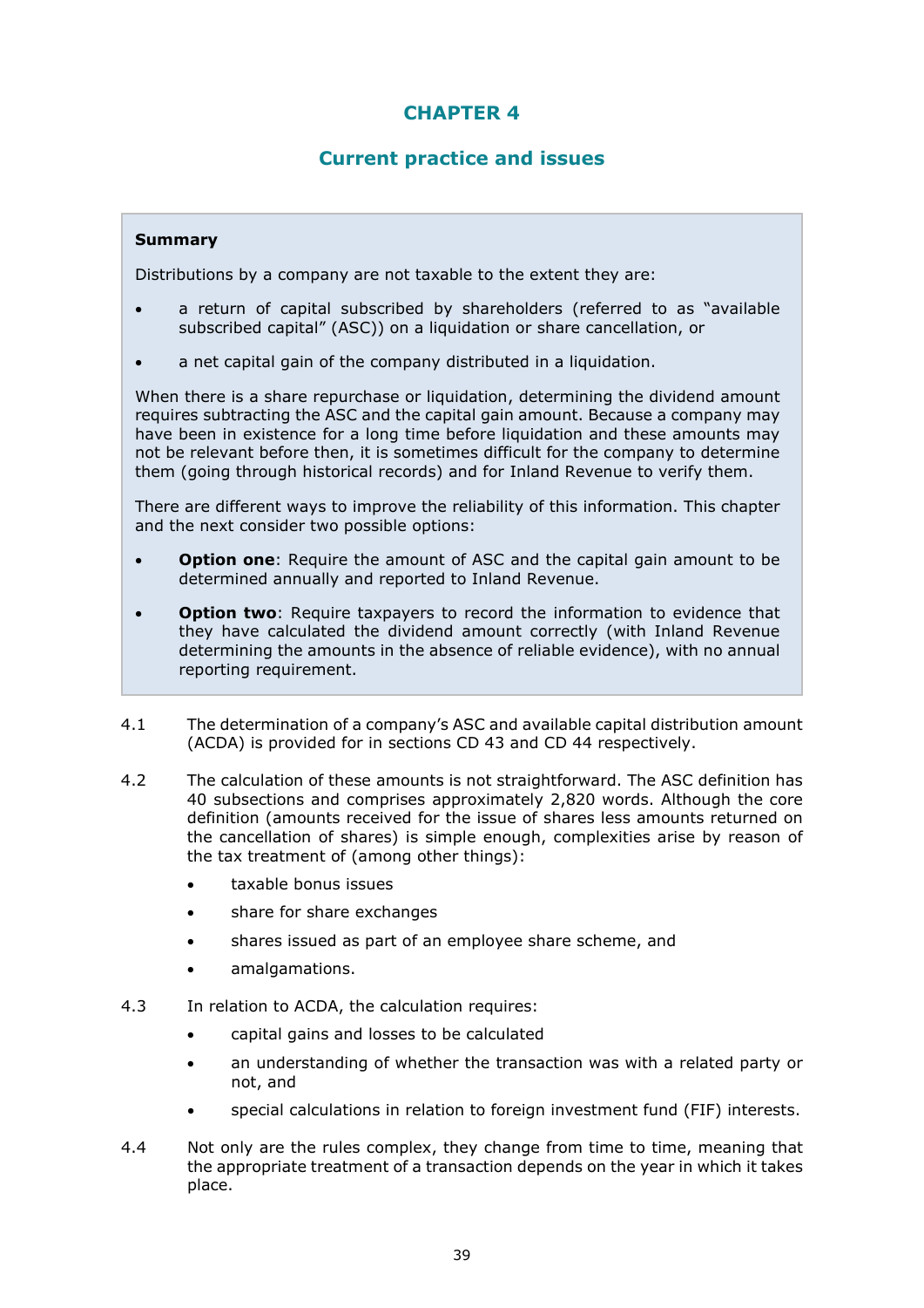# CHAPTER 4

## Current practice and issues

**Summary**

Distributions by a company are not taxable to the extent they are:

- a return of capital subscribed by shareholders (referred to as "available subscribed capital" (ASC)) on a liquidation or share cancellation, or
- a net capital gain of the company distributed in a liquidation.

When there is a share repurchase or liquidation, determining the dividend amount requires subtracting the ASC and the capital gain amount. Because a company may have been in existence for a long time before liquidation and these amounts may not be relevant before then, it is sometimes difficult for the company to determine them (going through historical records) and for Inland Revenue to verify them.

There are different ways to improve the reliability of this information. This chapter and the next consider two possible options:

- **Option one**: Require the amount of ASC and the capital gain amount to be determined annually and reported to Inland Revenue.
- **Option two**: Require taxpayers to record the information to evidence that they have calculated the dividend amount correctly (with Inland Revenue determining the amounts in the absence of reliable evidence), with no annual reporting requirement.

4.1 The determination of a company's ASC and available capital distribution amount (ACDA) is provided for in sections CD 43 and CD 44 respectively.

4.2 The calculation of these amounts is not straightforward. The ASC definition has 40 subsections and comprises approximately 2,820 words. Although the core definition (amounts received for the issue of shares less amounts returned on the cancellation of shares) is simple enough, complexities arise by reason of the tax treatment of (among other things):

- taxable bonus issues
- share for share exchanges
- shares issued as part of an employee share scheme, and
- amalgamations.

4.3 In relation to ACDA, the calculation requires:

- capital gains and losses to be calculated
- an understanding of whether the transaction was with a related party or not, and
- special calculations in relation to foreign investment fund (FIF) interests.

4.4 Not only are the rules complex, they change from time to time, meaning that the appropriate treatment of a transaction depends on the year in which it takes place.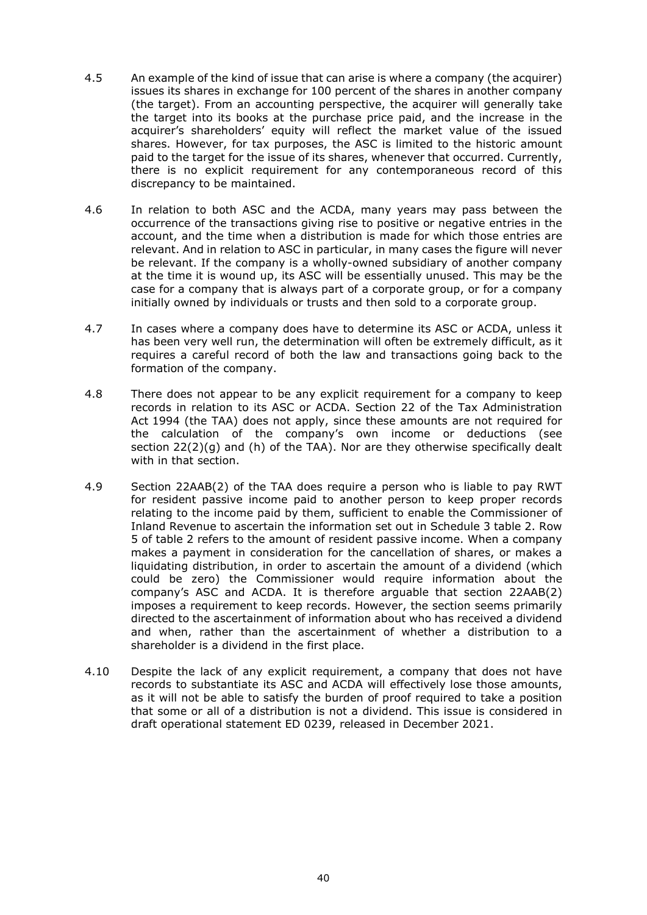4.5 An example of the kind of issue that can arise is where a company (the acquirer) issues its shares in exchange for 100 percent of the shares in another company (the target). From an accounting perspective, the acquirer will generally take the target into its books at the purchase price paid, and the increase in the acquirer's shareholders' equity will reflect the market value of the issued shares. However, for tax purposes, the ASC is limited to the historic amount paid to the target for the issue of its shares, whenever that occurred. Currently, there is no explicit requirement for any contemporaneous record of this discrepancy to be maintained.

4.6 In relation to both ASC and the ACDA, many years may pass between the occurrence of the transactions giving rise to positive or negative entries in the account, and the time when a distribution is made for which those entries are relevant. And in relation to ASC in particular, in many cases the figure will never be relevant. If the company is a wholly-owned subsidiary of another company at the time it is wound up, its ASC will be essentially unused. This may be the case for a company that is always part of a corporate group, or for a company initially owned by individuals or trusts and then sold to a corporate group.

4.7 In cases where a company does have to determine its ASC or ACDA, unless it has been very well run, the determination will often be extremely difficult, as it requires a careful record of both the law and transactions going back to the formation of the company.

4.8 There does not appear to be any explicit requirement for a company to keep records in relation to its ASC or ACDA. Section 22 of the Tax Administration Act 1994 (the TAA) does not apply, since these amounts are not required for the calculation of the company's own income or deductions (see section 22(2)(g) and (h) of the TAA). Nor are they otherwise specifically dealt with in that section.

4.9 Section 22AAB(2) of the TAA does require a person who is liable to pay RWT for resident passive income paid to another person to keep proper records relating to the income paid by them, sufficient to enable the Commissioner of Inland Revenue to ascertain the information set out in Schedule 3 table 2. Row 5 of table 2 refers to the amount of resident passive income. When a company makes a payment in consideration for the cancellation of shares, or makes a liquidating distribution, in order to ascertain the amount of a dividend (which could be zero) the Commissioner would require information about the company's ASC and ACDA. It is therefore arguable that section 22AAB(2) imposes a requirement to keep records. However, the section seems primarily directed to the ascertainment of information about who has received a dividend and when, rather than the ascertainment of whether a distribution to a shareholder is a dividend in the first place.

4.10 Despite the lack of any explicit requirement, a company that does not have records to substantiate its ASC and ACDA will effectively lose those amounts, as it will not be able to satisfy the burden of proof required to take a position that some or all of a distribution is not a dividend. This issue is considered in draft operational statement ED 0239, released in December 2021.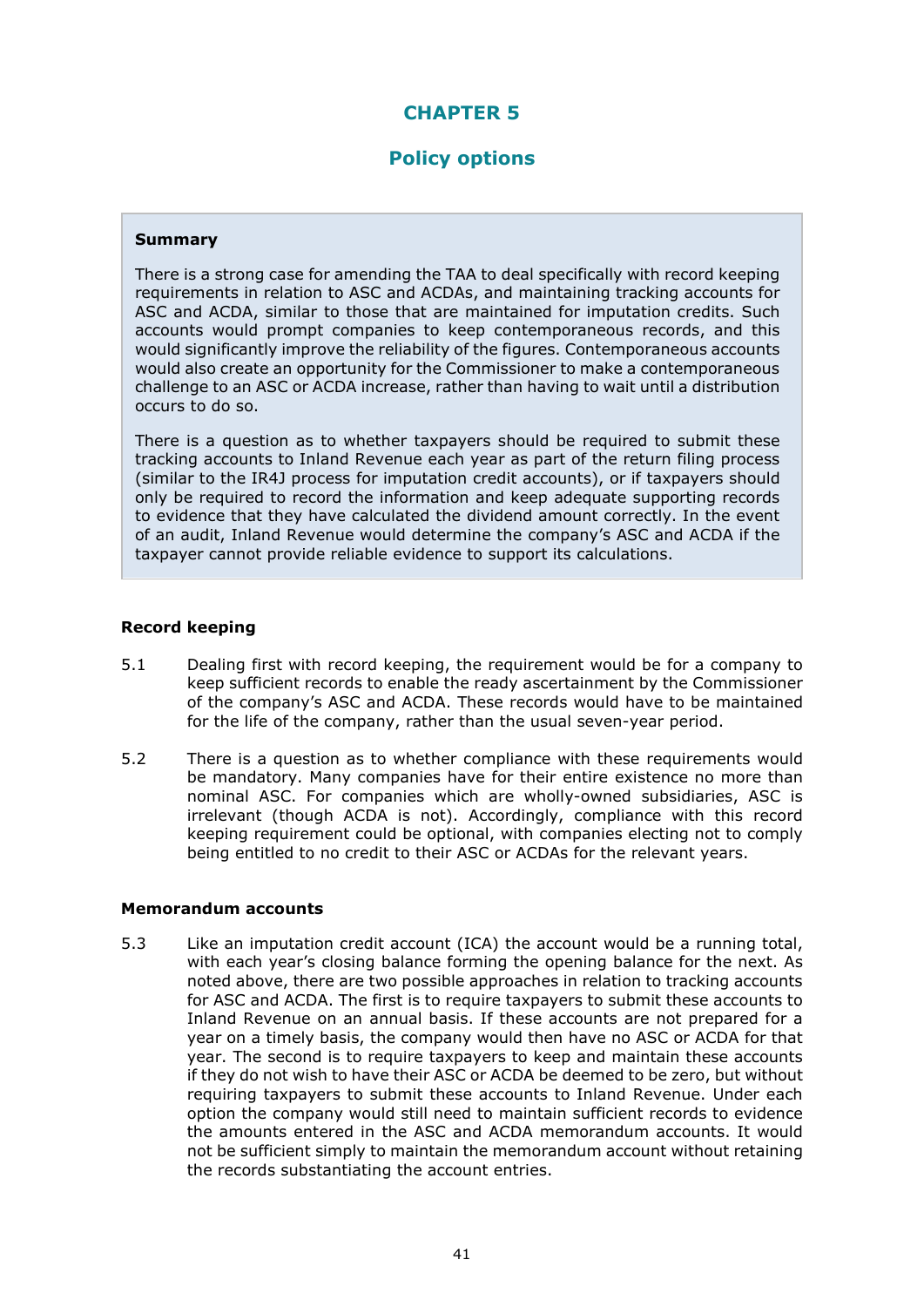# CHAPTER 5

## Policy options

**Summary**

There is a strong case for amending the TAA to deal specifically with record keeping requirements in relation to ASC and ACDAs, and maintaining tracking accounts for ASC and ACDA, similar to those that are maintained for imputation credits. Such accounts would prompt companies to keep contemporaneous records, and this would significantly improve the reliability of the figures. Contemporaneous accounts would also create an opportunity for the Commissioner to make a contemporaneous challenge to an ASC or ACDA increase, rather than having to wait until a distribution occurs to do so.

There is a question as to whether taxpayers should be required to submit these tracking accounts to Inland Revenue each year as part of the return filing process (similar to the IR4J process for imputation credit accounts), or if taxpayers should only be required to record the information and keep adequate supporting records to evidence that they have calculated the dividend amount correctly. In the event of an audit, Inland Revenue would determine the company's ASC and ACDA if the taxpayer cannot provide reliable evidence to support its calculations.

### Record keeping

5.1 Dealing first with record keeping, the requirement would be for a company to keep sufficient records to enable the ready ascertainment by the Commissioner of the company's ASC and ACDA. These records would have to be maintained for the life of the company, rather than the usual seven-year period.

5.2 There is a question as to whether compliance with these requirements would be mandatory. Many companies have for their entire existence no more than nominal ASC. For companies which are wholly-owned subsidiaries, ASC is irrelevant (though ACDA is not). Accordingly, compliance with this record keeping requirement could be optional, with companies electing not to comply being entitled to no credit to their ASC or ACDAs for the relevant years.

### Memorandum accounts

5.3 Like an imputation credit account (ICA) the account would be a running total, with each year's closing balance forming the opening balance for the next. As noted above, there are two possible approaches in relation to tracking accounts for ASC and ACDA. The first is to require taxpayers to submit these accounts to Inland Revenue on an annual basis. If these accounts are not prepared for a year on a timely basis, the company would then have no ASC or ACDA for that year. The second is to require taxpayers to keep and maintain these accounts if they do not wish to have their ASC or ACDA be deemed to be zero, but without requiring taxpayers to submit these accounts to Inland Revenue. Under each option the company would still need to maintain sufficient records to evidence the amounts entered in the ASC and ACDA memorandum accounts. It would not be sufficient simply to maintain the memorandum account without retaining the records substantiating the account entries.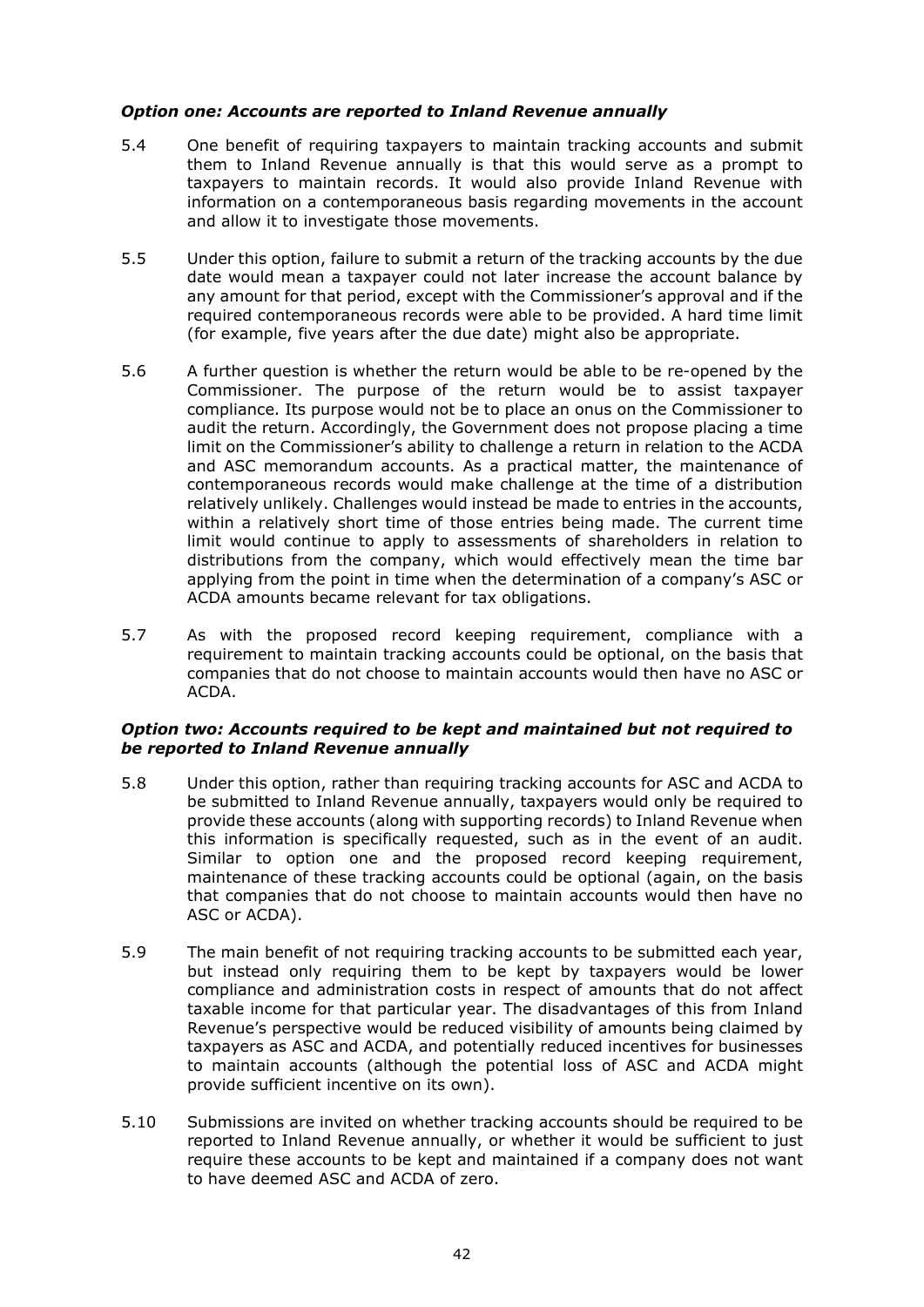### *Option one: Accounts are reported to Inland Revenue annually*

5.4 One benefit of requiring taxpayers to maintain tracking accounts and submit them to Inland Revenue annually is that this would serve as a prompt to taxpayers to maintain records. It would also provide Inland Revenue with information on a contemporaneous basis regarding movements in the account and allow it to investigate those movements.

5.5 Under this option, failure to submit a return of the tracking accounts by the due date would mean a taxpayer could not later increase the account balance by any amount for that period, except with the Commissioner's approval and if the required contemporaneous records were able to be provided. A hard time limit (for example, five years after the due date) might also be appropriate.

5.6 A further question is whether the return would be able to be re-opened by the Commissioner. The purpose of the return would be to assist taxpayer compliance. Its purpose would not be to place an onus on the Commissioner to audit the return. Accordingly, the Government does not propose placing a time limit on the Commissioner's ability to challenge a return in relation to the ACDA and ASC memorandum accounts. As a practical matter, the maintenance of contemporaneous records would make challenge at the time of a distribution relatively unlikely. Challenges would instead be made to entries in the accounts, within a relatively short time of those entries being made. The current time limit would continue to apply to assessments of shareholders in relation to distributions from the company, which would effectively mean the time bar applying from the point in time when the determination of a company's ASC or ACDA amounts became relevant for tax obligations.

5.7 As with the proposed record keeping requirement, compliance with a requirement to maintain tracking accounts could be optional, on the basis that companies that do not choose to maintain accounts would then have no ASC or ACDA.

### *Option two: Accounts required to be kept and maintained but not required to be reported to Inland Revenue annually*

5.8 Under this option, rather than requiring tracking accounts for ASC and ACDA to be submitted to Inland Revenue annually, taxpayers would only be required to provide these accounts (along with supporting records) to Inland Revenue when this information is specifically requested, such as in the event of an audit. Similar to option one and the proposed record keeping requirement, maintenance of these tracking accounts could be optional (again, on the basis that companies that do not choose to maintain accounts would then have no ASC or ACDA).

5.9 The main benefit of not requiring tracking accounts to be submitted each year, but instead only requiring them to be kept by taxpayers would be lower compliance and administration costs in respect of amounts that do not affect taxable income for that particular year. The disadvantages of this from Inland Revenue's perspective would be reduced visibility of amounts being claimed by taxpayers as ASC and ACDA, and potentially reduced incentives for businesses to maintain accounts (although the potential loss of ASC and ACDA might provide sufficient incentive on its own).

5.10 Submissions are invited on whether tracking accounts should be required to be reported to Inland Revenue annually, or whether it would be sufficient to just require these accounts to be kept and maintained if a company does not want to have deemed ASC and ACDA of zero.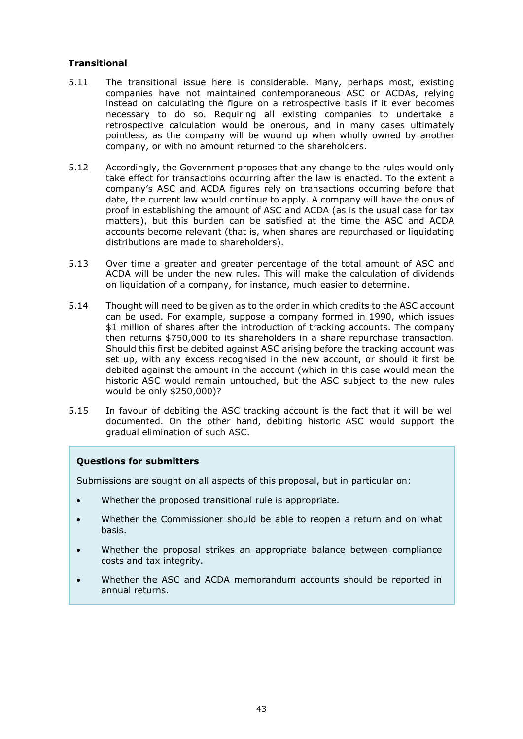**Transitional**

5.11 The transitional issue here is considerable. Many, perhaps most, existing companies have not maintained contemporaneous ASC or ACDAs, relying instead on calculating the figure on a retrospective basis if it ever becomes necessary to do so. Requiring all existing companies to undertake a retrospective calculation would be onerous, and in many cases ultimately pointless, as the company will be wound up when wholly owned by another company, or with no amount returned to the shareholders.

5.12 Accordingly, the Government proposes that any change to the rules would only take effect for transactions occurring after the law is enacted. To the extent a company's ASC and ACDA figures rely on transactions occurring before that date, the current law would continue to apply. A company will have the onus of proof in establishing the amount of ASC and ACDA (as is the usual case for tax matters), but this burden can be satisfied at the time the ASC and ACDA accounts become relevant (that is, when shares are repurchased or liquidating distributions are made to shareholders).

5.13 Over time a greater and greater percentage of the total amount of ASC and ACDA will be under the new rules. This will make the calculation of dividends on liquidation of a company, for instance, much easier to determine.

5.14 Thought will need to be given as to the order in which credits to the ASC account can be used. For example, suppose a company formed in 1990, which issues $1 million of shares after the introduction of tracking accounts. The company then returns $750,000 to its shareholders in a share repurchase transaction. Should this first be debited against ASC arising before the tracking account was set up, with any excess recognised in the new account, or should it first be debited against the amount in the account (which in this case would mean the historic ASC would remain untouched, but the ASC subject to the new rules would be only $250,000)?

5.15 In favour of debiting the ASC tracking account is the fact that it will be well documented. On the other hand, debiting historic ASC would support the gradual elimination of such ASC.

> **Questions for submitters**
>
> Submissions are sought on all aspects of this proposal, but in particular on:
>
> - Whether the proposed transitional rule is appropriate.
> - Whether the Commissioner should be able to reopen a return and on what basis.
> - Whether the proposal strikes an appropriate balance between compliance costs and tax integrity.
> - Whether the ASC and ACDA memorandum accounts should be reported in annual returns.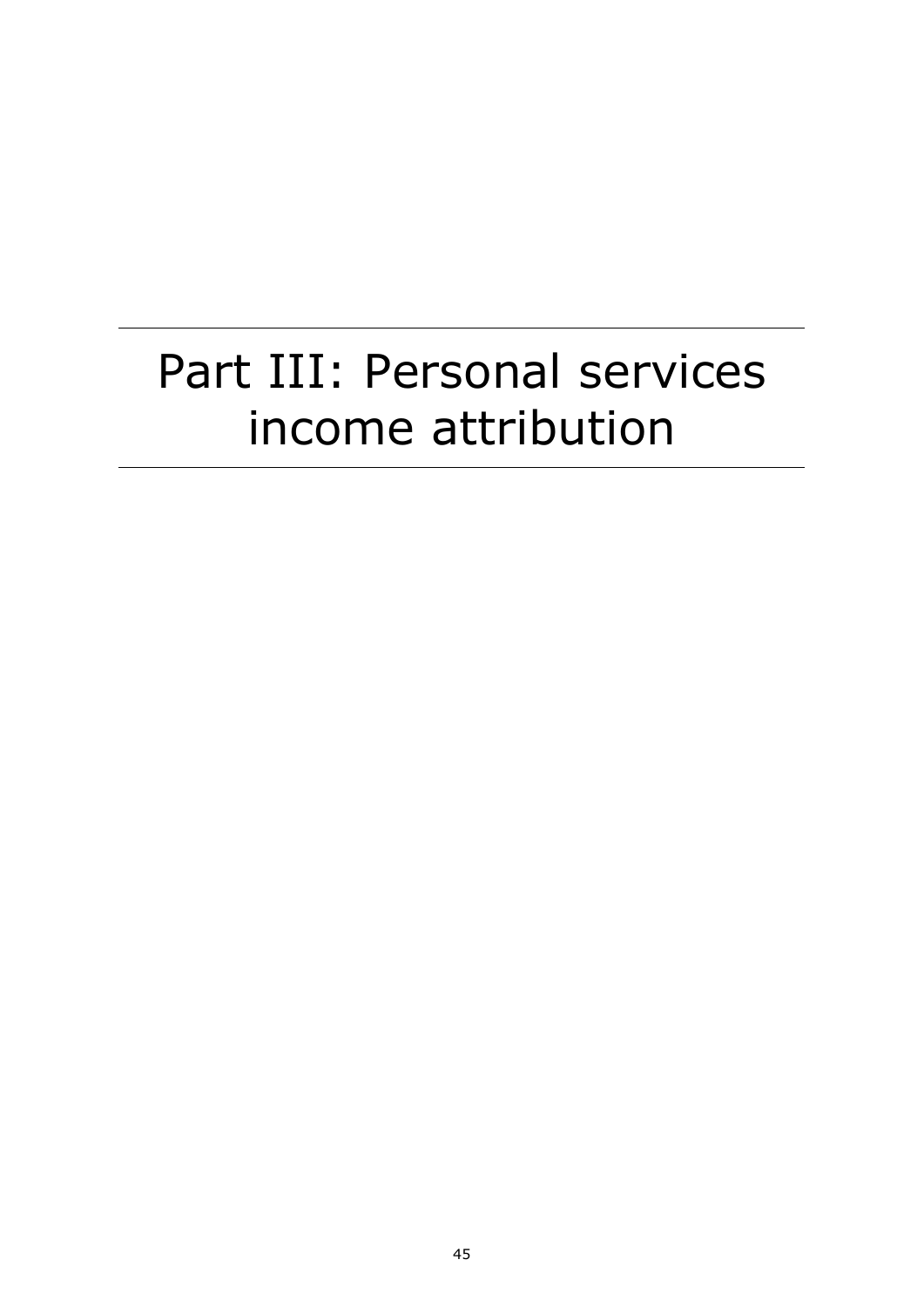# Part III: Personal services income attribution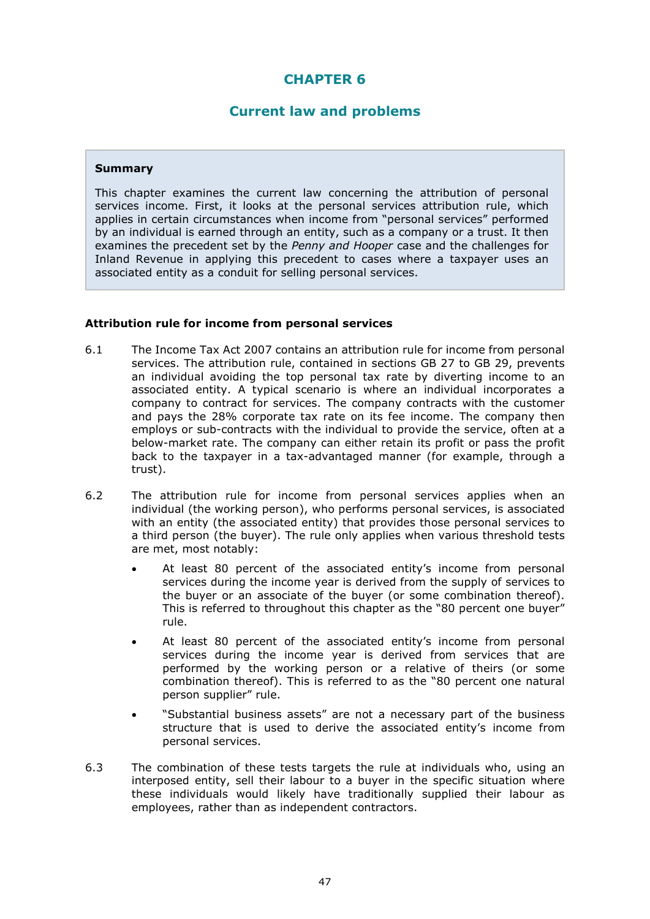# CHAPTER 6

## Current law and problems

> **Summary**
>
> This chapter examines the current law concerning the attribution of personal services income. First, it looks at the personal services attribution rule, which applies in certain circumstances when income from "personal services" performed by an individual is earned through an entity, such as a company or a trust. It then examines the precedent set by the *Penny and Hooper* case and the challenges for Inland Revenue in applying this precedent to cases where a taxpayer uses an associated entity as a conduit for selling personal services.

### Attribution rule for income from personal services

6.1 The Income Tax Act 2007 contains an attribution rule for income from personal services. The attribution rule, contained in sections GB 27 to GB 29, prevents an individual avoiding the top personal tax rate by diverting income to an associated entity. A typical scenario is where an individual incorporates a company to contract for services. The company contracts with the customer and pays the 28% corporate tax rate on its fee income. The company then employs or sub-contracts with the individual to provide the service, often at a below-market rate. The company can either retain its profit or pass the profit back to the taxpayer in a tax-advantaged manner (for example, through a trust).

6.2 The attribution rule for income from personal services applies when an individual (the working person), who performs personal services, is associated with an entity (the associated entity) that provides those personal services to a third person (the buyer). The rule only applies when various threshold tests are met, most notably:

- At least 80 percent of the associated entity's income from personal services during the income year is derived from the supply of services to the buyer or an associate of the buyer (or some combination thereof). This is referred to throughout this chapter as the "80 percent one buyer" rule.
- At least 80 percent of the associated entity's income from personal services during the income year is derived from services that are performed by the working person or a relative of theirs (or some combination thereof). This is referred to as the "80 percent one natural person supplier" rule.
- "Substantial business assets" are not a necessary part of the business structure that is used to derive the associated entity's income from personal services.

6.3 The combination of these tests targets the rule at individuals who, using an interposed entity, sell their labour to a buyer in the specific situation where these individuals would likely have traditionally supplied their labour as employees, rather than as independent contractors.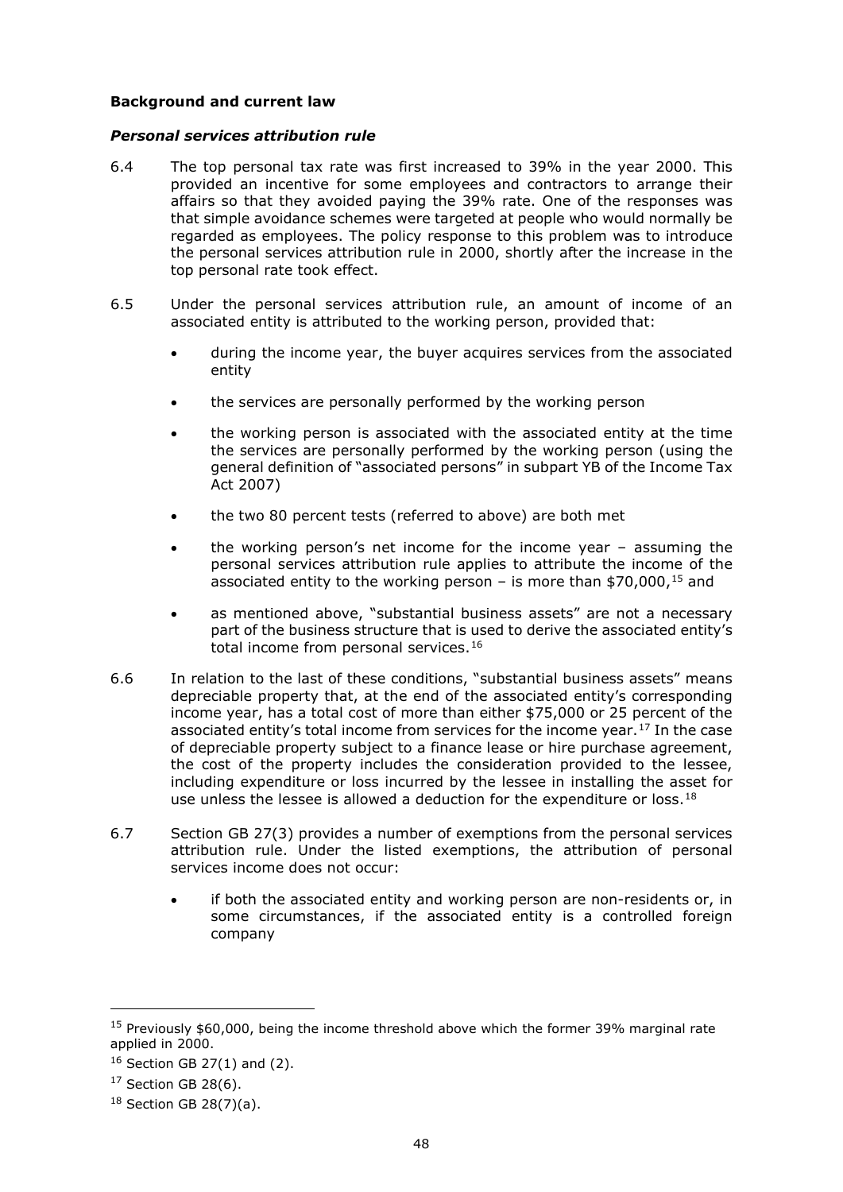**Background and current law**

***Personal services attribution rule***

6.4 The top personal tax rate was first increased to 39% in the year 2000. This provided an incentive for some employees and contractors to arrange their affairs so that they avoided paying the 39% rate. One of the responses was that simple avoidance schemes were targeted at people who would normally be regarded as employees. The policy response to this problem was to introduce the personal services attribution rule in 2000, shortly after the increase in the top personal rate took effect.

6.5 Under the personal services attribution rule, an amount of income of an associated entity is attributed to the working person, provided that:

- during the income year, the buyer acquires services from the associated entity
- the services are personally performed by the working person
- the working person is associated with the associated entity at the time the services are personally performed by the working person (using the general definition of "associated persons" in subpart YB of the Income Tax Act 2007)
- the two 80 percent tests (referred to above) are both met
- the working person's net income for the income year – assuming the personal services attribution rule applies to attribute the income of the associated entity to the working person – is more than $70,000,[15] and
- as mentioned above, "substantial business assets" are not a necessary part of the business structure that is used to derive the associated entity's total income from personal services.[16]

6.6 In relation to the last of these conditions, "substantial business assets" means depreciable property that, at the end of the associated entity's corresponding income year, has a total cost of more than either $75,000 or 25 percent of the associated entity's total income from services for the income year.[17] In the case of depreciable property subject to a finance lease or hire purchase agreement, the cost of the property includes the consideration provided to the lessee, including expenditure or loss incurred by the lessee in installing the asset for use unless the lessee is allowed a deduction for the expenditure or loss.[18]

6.7 Section GB 27(3) provides a number of exemptions from the personal services attribution rule. Under the listed exemptions, the attribution of personal services income does not occur:

- if both the associated entity and working person are non-residents or, in some circumstances, if the associated entity is a controlled foreign company

---

[15] Previously $60,000, being the income threshold above which the former 39% marginal rate applied in 2000.

[16] Section GB 27(1) and (2).

[17] Section GB 28(6).

[18] Section GB 28(7)(a).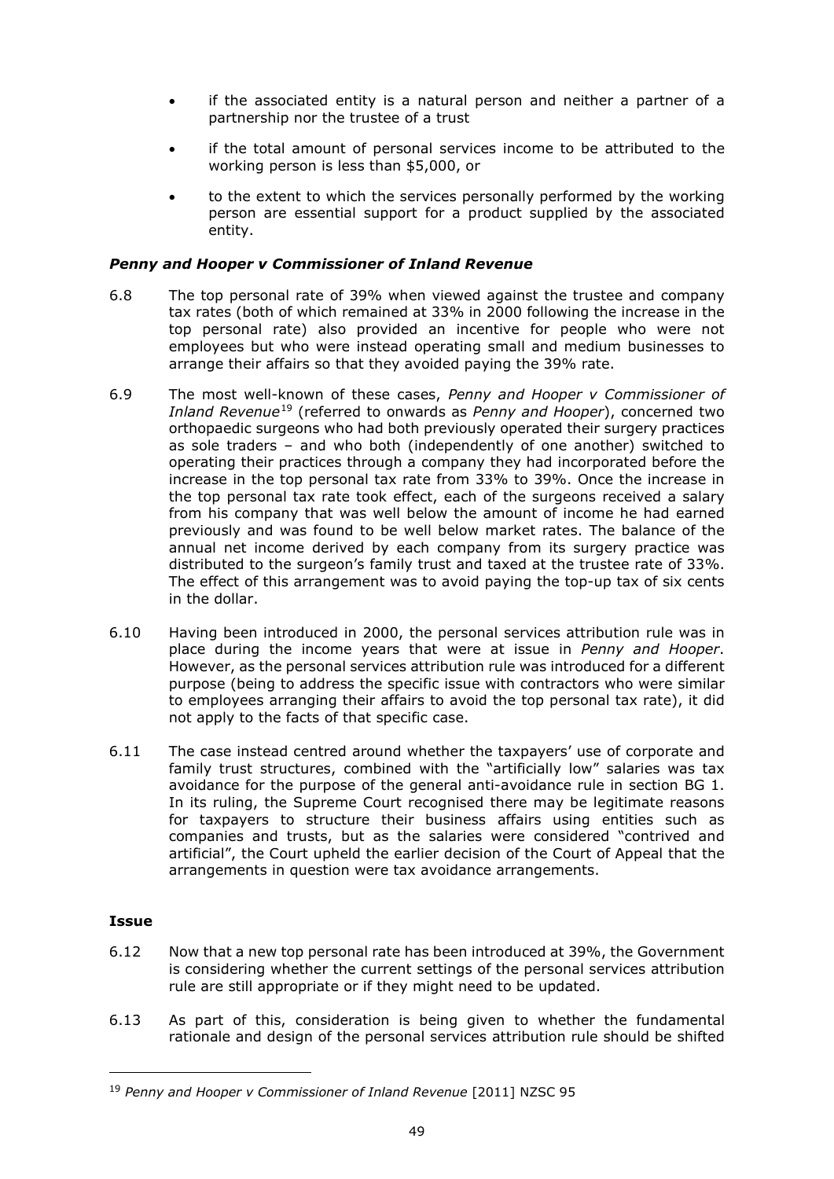- if the associated entity is a natural person and neither a partner of a partnership nor the trustee of a trust
- if the total amount of personal services income to be attributed to the working person is less than $5,000, or
- to the extent to which the services personally performed by the working person are essential support for a product supplied by the associated entity.

### *Penny and Hooper v Commissioner of Inland Revenue*

6.8 The top personal rate of 39% when viewed against the trustee and company tax rates (both of which remained at 33% in 2000 following the increase in the top personal rate) also provided an incentive for people who were not employees but who were instead operating small and medium businesses to arrange their affairs so that they avoided paying the 39% rate.

6.9 The most well-known of these cases, *Penny and Hooper v Commissioner of Inland Revenue*[19] (referred to onwards as *Penny and Hooper*), concerned two orthopaedic surgeons who had both previously operated their surgery practices as sole traders – and who both (independently of one another) switched to operating their practices through a company they had incorporated before the increase in the top personal tax rate from 33% to 39%. Once the increase in the top personal tax rate took effect, each of the surgeons received a salary from his company that was well below the amount of income he had earned previously and was found to be well below market rates. The balance of the annual net income derived by each company from its surgery practice was distributed to the surgeon's family trust and taxed at the trustee rate of 33%. The effect of this arrangement was to avoid paying the top-up tax of six cents in the dollar.

6.10 Having been introduced in 2000, the personal services attribution rule was in place during the income years that were at issue in *Penny and Hooper*. However, as the personal services attribution rule was introduced for a different purpose (being to address the specific issue with contractors who were similar to employees arranging their affairs to avoid the top personal tax rate), it did not apply to the facts of that specific case.

6.11 The case instead centred around whether the taxpayers' use of corporate and family trust structures, combined with the "artificially low" salaries was tax avoidance for the purpose of the general anti-avoidance rule in section BG 1. In its ruling, the Supreme Court recognised there may be legitimate reasons for taxpayers to structure their business affairs using entities such as companies and trusts, but as the salaries were considered "contrived and artificial", the Court upheld the earlier decision of the Court of Appeal that the arrangements in question were tax avoidance arrangements.

### Issue

6.12 Now that a new top personal rate has been introduced at 39%, the Government is considering whether the current settings of the personal services attribution rule are still appropriate or if they might need to be updated.

6.13 As part of this, consideration is being given to whether the fundamental rationale and design of the personal services attribution rule should be shifted

[19] *Penny and Hooper v Commissioner of Inland Revenue* [2011] NZSC 95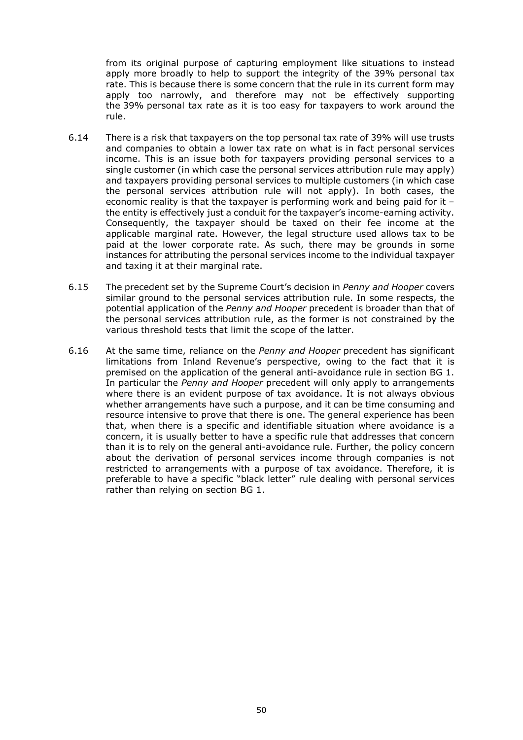from its original purpose of capturing employment like situations to instead apply more broadly to help to support the integrity of the 39% personal tax rate. This is because there is some concern that the rule in its current form may apply too narrowly, and therefore may not be effectively supporting the 39% personal tax rate as it is too easy for taxpayers to work around the rule.

6.14 There is a risk that taxpayers on the top personal tax rate of 39% will use trusts and companies to obtain a lower tax rate on what is in fact personal services income. This is an issue both for taxpayers providing personal services to a single customer (in which case the personal services attribution rule may apply) and taxpayers providing personal services to multiple customers (in which case the personal services attribution rule will not apply). In both cases, the economic reality is that the taxpayer is performing work and being paid for it – the entity is effectively just a conduit for the taxpayer's income-earning activity. Consequently, the taxpayer should be taxed on their fee income at the applicable marginal rate. However, the legal structure used allows tax to be paid at the lower corporate rate. As such, there may be grounds in some instances for attributing the personal services income to the individual taxpayer and taxing it at their marginal rate.

6.15 The precedent set by the Supreme Court's decision in *Penny and Hooper* covers similar ground to the personal services attribution rule. In some respects, the potential application of the *Penny and Hooper* precedent is broader than that of the personal services attribution rule, as the former is not constrained by the various threshold tests that limit the scope of the latter.

6.16 At the same time, reliance on the *Penny and Hooper* precedent has significant limitations from Inland Revenue's perspective, owing to the fact that it is premised on the application of the general anti-avoidance rule in section BG 1. In particular the *Penny and Hooper* precedent will only apply to arrangements where there is an evident purpose of tax avoidance. It is not always obvious whether arrangements have such a purpose, and it can be time consuming and resource intensive to prove that there is one. The general experience has been that, when there is a specific and identifiable situation where avoidance is a concern, it is usually better to have a specific rule that addresses that concern than it is to rely on the general anti-avoidance rule. Further, the policy concern about the derivation of personal services income through companies is not restricted to arrangements with a purpose of tax avoidance. Therefore, it is preferable to have a specific "black letter" rule dealing with personal services rather than relying on section BG 1.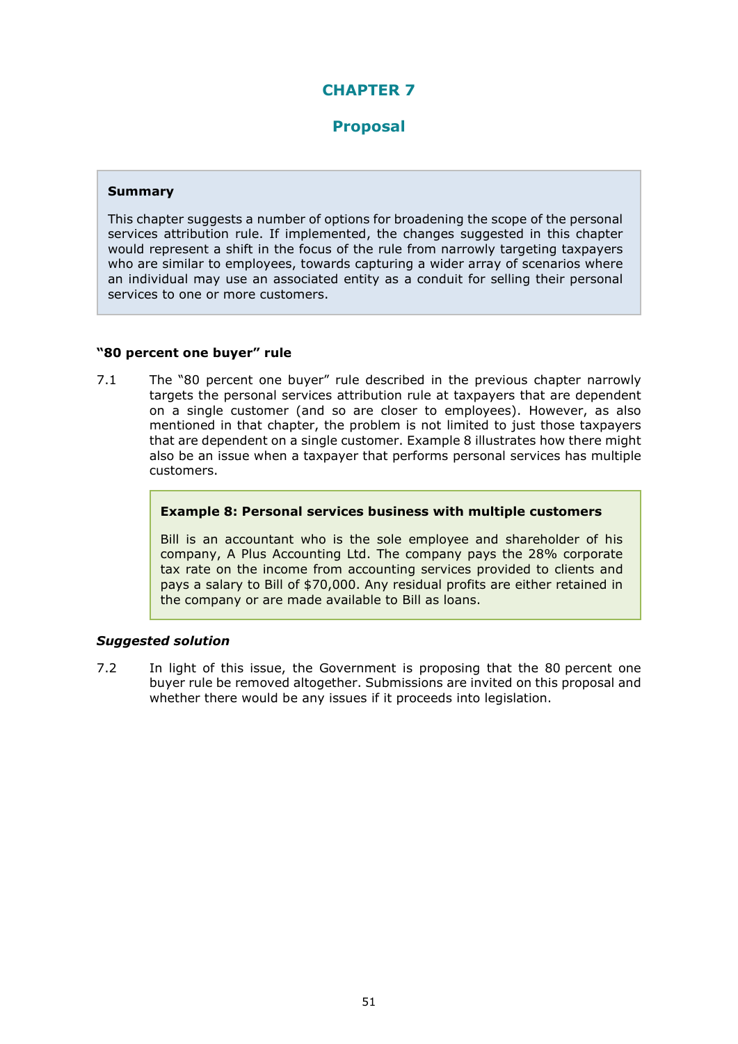# CHAPTER 7

## Proposal

> **Summary**
>
> This chapter suggests a number of options for broadening the scope of the personal services attribution rule. If implemented, the changes suggested in this chapter would represent a shift in the focus of the rule from narrowly targeting taxpayers who are similar to employees, towards capturing a wider array of scenarios where an individual may use an associated entity as a conduit for selling their personal services to one or more customers.

### "80 percent one buyer" rule

7.1 The "80 percent one buyer" rule described in the previous chapter narrowly targets the personal services attribution rule at taxpayers that are dependent on a single customer (and so are closer to employees). However, as also mentioned in that chapter, the problem is not limited to just those taxpayers that are dependent on a single customer. Example 8 illustrates how there might also be an issue when a taxpayer that performs personal services has multiple customers.

> **Example 8: Personal services business with multiple customers**
>
> Bill is an accountant who is the sole employee and shareholder of his company, A Plus Accounting Ltd. The company pays the 28% corporate tax rate on the income from accounting services provided to clients and pays a salary to Bill of $70,000. Any residual profits are either retained in the company or are made available to Bill as loans.

#### *Suggested solution*

7.2 In light of this issue, the Government is proposing that the 80 percent one buyer rule be removed altogether. Submissions are invited on this proposal and whether there would be any issues if it proceeds into legislation.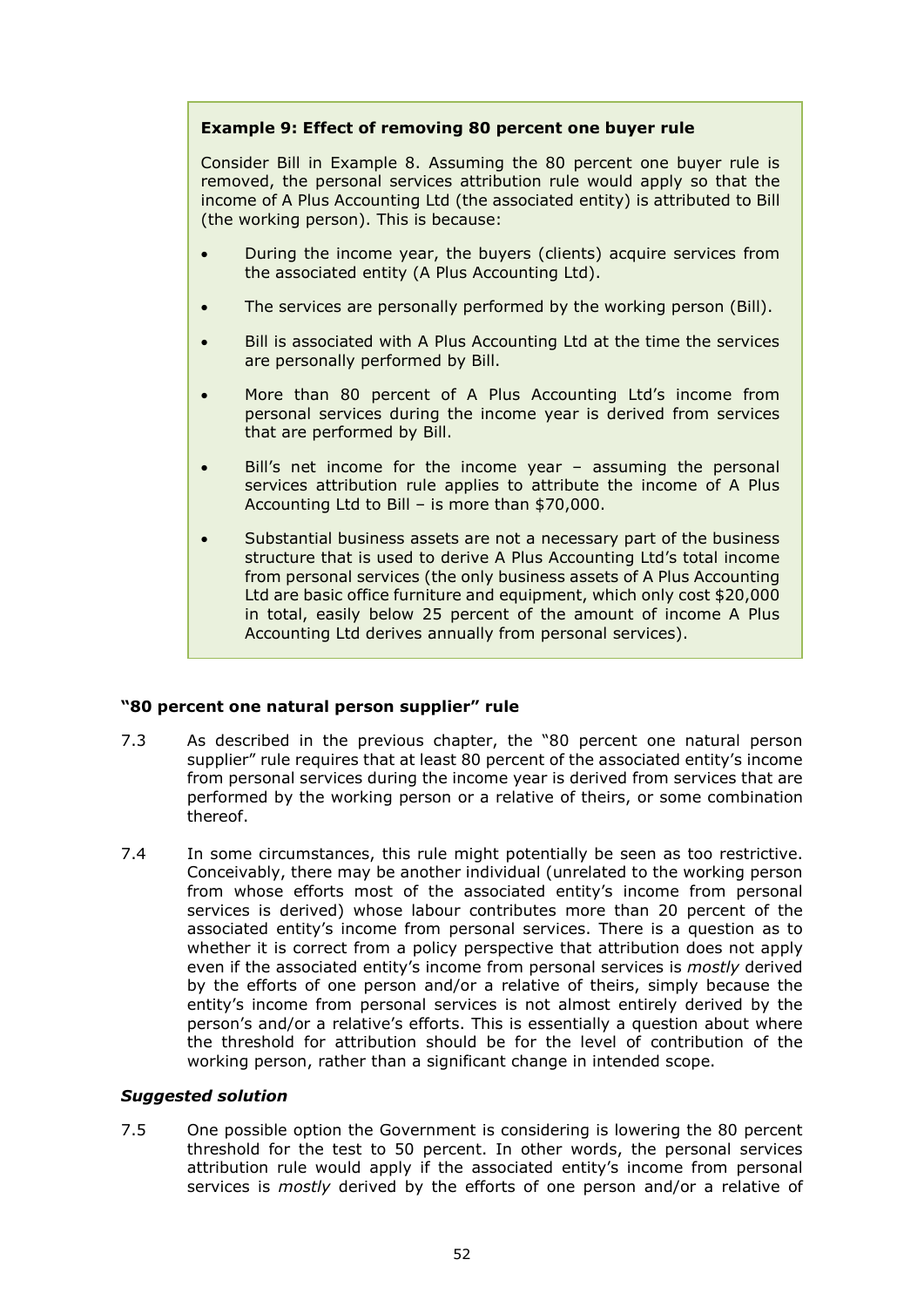**Example 9: Effect of removing 80 percent one buyer rule**

Consider Bill in Example 8. Assuming the 80 percent one buyer rule is removed, the personal services attribution rule would apply so that the income of A Plus Accounting Ltd (the associated entity) is attributed to Bill (the working person). This is because:

- During the income year, the buyers (clients) acquire services from the associated entity (A Plus Accounting Ltd).
- The services are personally performed by the working person (Bill).
- Bill is associated with A Plus Accounting Ltd at the time the services are personally performed by Bill.
- More than 80 percent of A Plus Accounting Ltd's income from personal services during the income year is derived from services that are performed by Bill.
- Bill's net income for the income year – assuming the personal services attribution rule applies to attribute the income of A Plus Accounting Ltd to Bill – is more than $70,000.
- Substantial business assets are not a necessary part of the business structure that is used to derive A Plus Accounting Ltd's total income from personal services (the only business assets of A Plus Accounting Ltd are basic office furniture and equipment, which only cost $20,000 in total, easily below 25 percent of the amount of income A Plus Accounting Ltd derives annually from personal services).

### "80 percent one natural person supplier" rule

7.3 As described in the previous chapter, the "80 percent one natural person supplier" rule requires that at least 80 percent of the associated entity's income from personal services during the income year is derived from services that are performed by the working person or a relative of theirs, or some combination thereof.

7.4 In some circumstances, this rule might potentially be seen as too restrictive. Conceivably, there may be another individual (unrelated to the working person from whose efforts most of the associated entity's income from personal services is derived) whose labour contributes more than 20 percent of the associated entity's income from personal services. There is a question as to whether it is correct from a policy perspective that attribution does not apply even if the associated entity's income from personal services is *mostly* derived by the efforts of one person and/or a relative of theirs, simply because the entity's income from personal services is not almost entirely derived by the person's and/or a relative's efforts. This is essentially a question about where the threshold for attribution should be for the level of contribution of the working person, rather than a significant change in intended scope.

#### *Suggested solution*

7.5 One possible option the Government is considering is lowering the 80 percent threshold for the test to 50 percent. In other words, the personal services attribution rule would apply if the associated entity's income from personal services is *mostly* derived by the efforts of one person and/or a relative of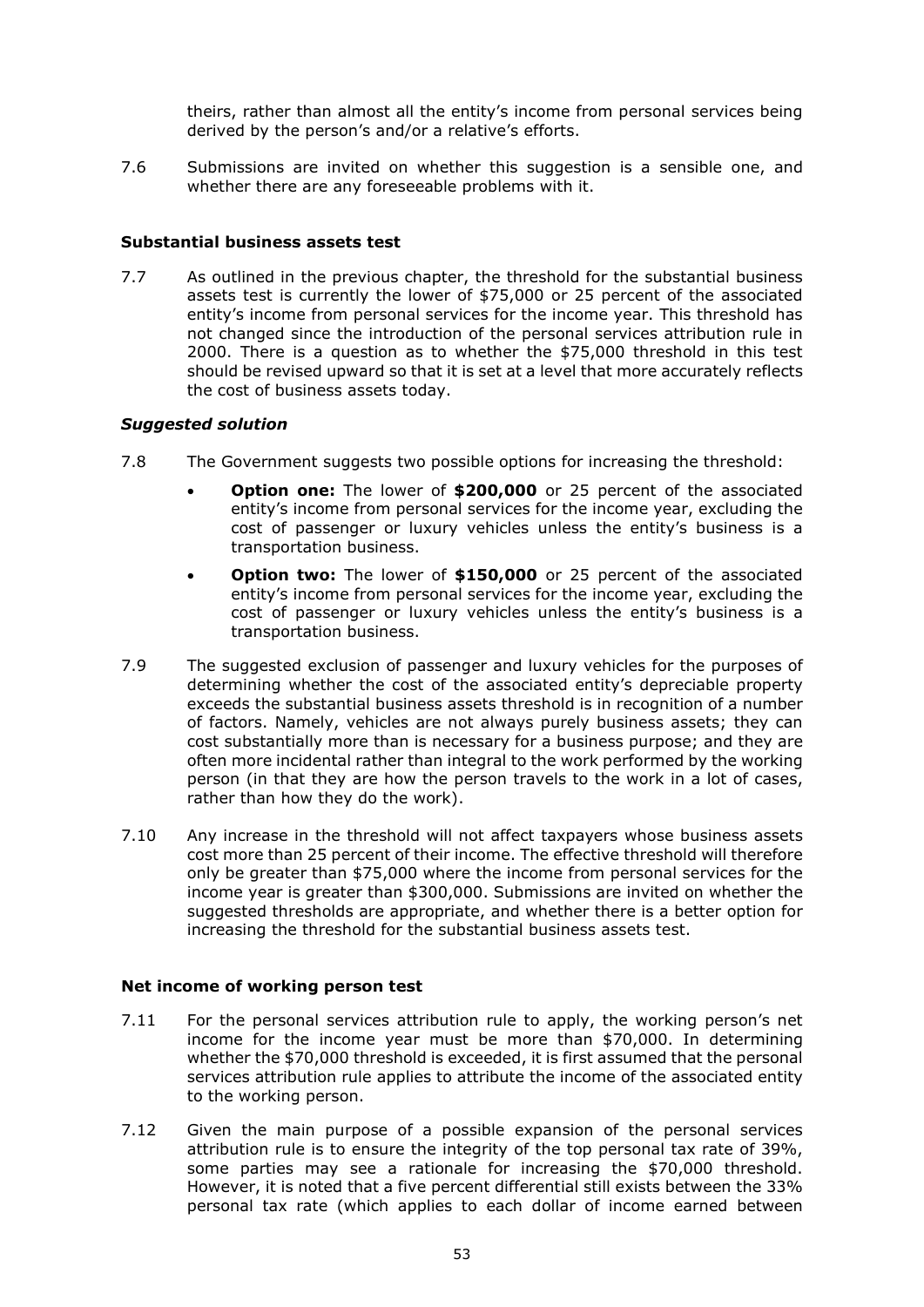theirs, rather than almost all the entity's income from personal services being derived by the person's and/or a relative's efforts.

7.6 Submissions are invited on whether this suggestion is a sensible one, and whether there are any foreseeable problems with it.

**Substantial business assets test**

7.7 As outlined in the previous chapter, the threshold for the substantial business assets test is currently the lower of $75,000 or 25 percent of the associated entity's income from personal services for the income year. This threshold has not changed since the introduction of the personal services attribution rule in 2000. There is a question as to whether the $75,000 threshold in this test should be revised upward so that it is set at a level that more accurately reflects the cost of business assets today.

***Suggested solution***

7.8 The Government suggests two possible options for increasing the threshold:

- **Option one:** The lower of **$200,000** or 25 percent of the associated entity's income from personal services for the income year, excluding the cost of passenger or luxury vehicles unless the entity's business is a transportation business.
- **Option two:** The lower of **$150,000** or 25 percent of the associated entity's income from personal services for the income year, excluding the cost of passenger or luxury vehicles unless the entity's business is a transportation business.

7.9 The suggested exclusion of passenger and luxury vehicles for the purposes of determining whether the cost of the associated entity's depreciable property exceeds the substantial business assets threshold is in recognition of a number of factors. Namely, vehicles are not always purely business assets; they can cost substantially more than is necessary for a business purpose; and they are often more incidental rather than integral to the work performed by the working person (in that they are how the person travels to the work in a lot of cases, rather than how they do the work).

7.10 Any increase in the threshold will not affect taxpayers whose business assets cost more than 25 percent of their income. The effective threshold will therefore only be greater than $75,000 where the income from personal services for the income year is greater than $300,000. Submissions are invited on whether the suggested thresholds are appropriate, and whether there is a better option for increasing the threshold for the substantial business assets test.

**Net income of working person test**

7.11 For the personal services attribution rule to apply, the working person's net income for the income year must be more than $70,000. In determining whether the $70,000 threshold is exceeded, it is first assumed that the personal services attribution rule applies to attribute the income of the associated entity to the working person.

7.12 Given the main purpose of a possible expansion of the personal services attribution rule is to ensure the integrity of the top personal tax rate of 39%, some parties may see a rationale for increasing the $70,000 threshold. However, it is noted that a five percent differential still exists between the 33% personal tax rate (which applies to each dollar of income earned between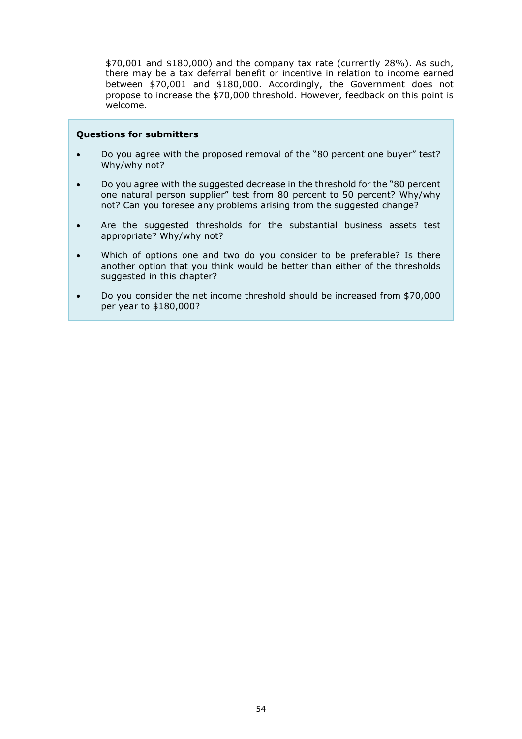$70,001 and $180,000) and the company tax rate (currently 28%). As such, there may be a tax deferral benefit or incentive in relation to income earned between $70,001 and $180,000. Accordingly, the Government does not propose to increase the $70,000 threshold. However, feedback on this point is welcome.

**Questions for submitters**

- Do you agree with the proposed removal of the "80 percent one buyer" test? Why/why not?
- Do you agree with the suggested decrease in the threshold for the "80 percent one natural person supplier" test from 80 percent to 50 percent? Why/why not? Can you foresee any problems arising from the suggested change?
- Are the suggested thresholds for the substantial business assets test appropriate? Why/why not?
- Which of options one and two do you consider to be preferable? Is there another option that you think would be better than either of the thresholds suggested in this chapter?
- Do you consider the net income threshold should be increased from $70,000 per year to $180,000?